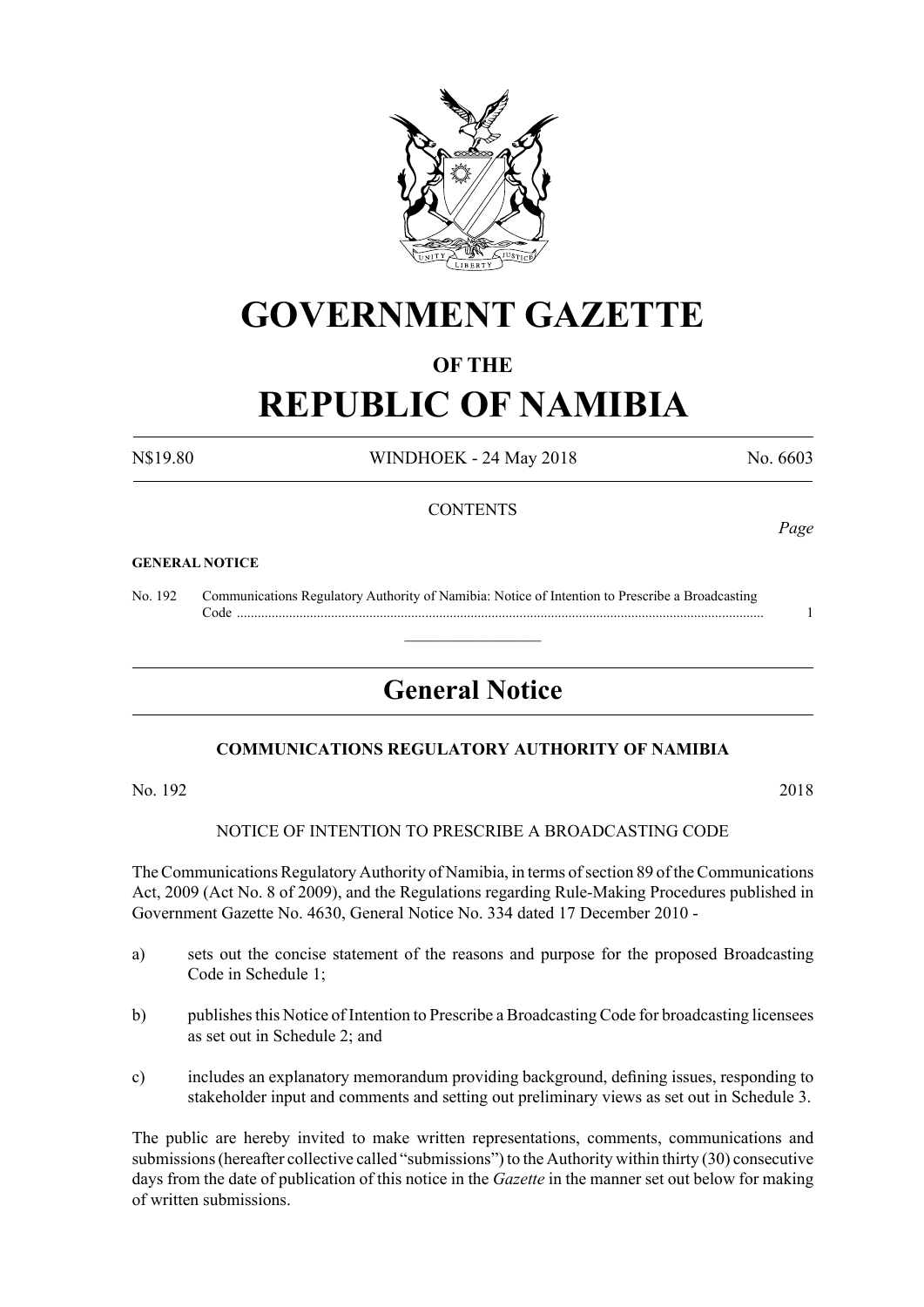# GOVERNMENT GAZETTE

## OF THE

# REPUBLIC OF NAMIBIA

N$19.80 WINDHOEK - 24 May 2018 No. 6603

CONTENTS

*Page*

**GENERAL NOTICE**

No. 192 Communications Regulatory Authority of Namibia: Notice of Intention to Prescribe a Broadcasting Code ........................................................................................................................................ 1

---

## General Notice

**COMMUNICATIONS REGULATORY AUTHORITY OF NAMIBIA**

No. 192 2018

NOTICE OF INTENTION TO PRESCRIBE A BROADCASTING CODE

The Communications Regulatory Authority of Namibia, in terms of section 89 of the Communications Act, 2009 (Act No. 8 of 2009), and the Regulations regarding Rule-Making Procedures published in Government Gazette No. 4630, General Notice No. 334 dated 17 December 2010 -

a) sets out the concise statement of the reasons and purpose for the proposed Broadcasting Code in Schedule 1;

b) publishes this Notice of Intention to Prescribe a Broadcasting Code for broadcasting licensees as set out in Schedule 2; and

c) includes an explanatory memorandum providing background, defining issues, responding to stakeholder input and comments and setting out preliminary views as set out in Schedule 3.

The public are hereby invited to make written representations, comments, communications and submissions (hereafter collective called "submissions") to the Authority within thirty (30) consecutive days from the date of publication of this notice in the *Gazette* in the manner set out below for making of written submissions.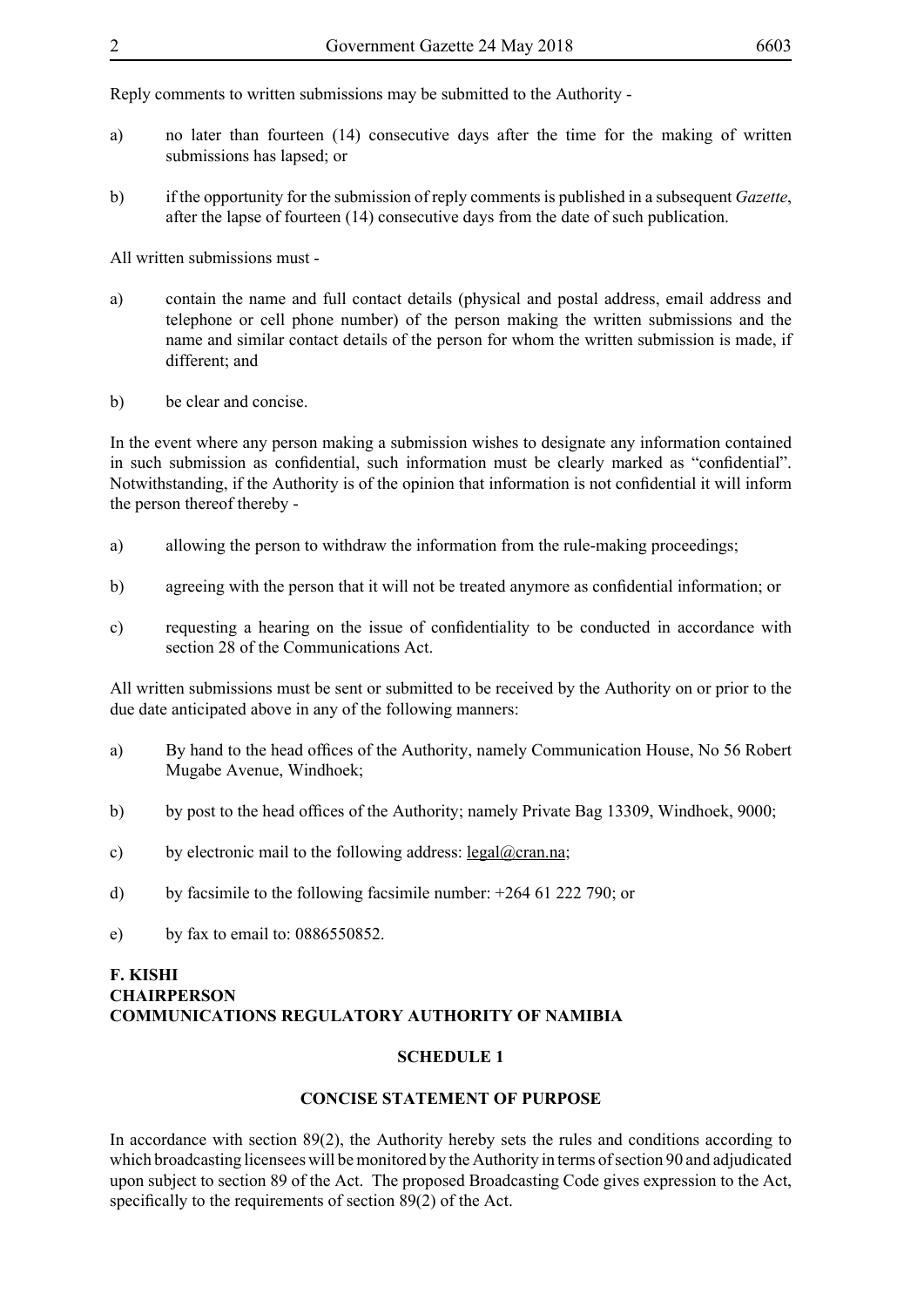Reply comments to written submissions may be submitted to the Authority -

a) no later than fourteen (14) consecutive days after the time for the making of written submissions has lapsed; or

b) if the opportunity for the submission of reply comments is published in a subsequent *Gazette*, after the lapse of fourteen (14) consecutive days from the date of such publication.

All written submissions must -

a) contain the name and full contact details (physical and postal address, email address and telephone or cell phone number) of the person making the written submissions and the name and similar contact details of the person for whom the written submission is made, if different; and

b) be clear and concise.

In the event where any person making a submission wishes to designate any information contained in such submission as confidential, such information must be clearly marked as "confidential". Notwithstanding, if the Authority is of the opinion that information is not confidential it will inform the person thereof thereby -

a) allowing the person to withdraw the information from the rule-making proceedings;

b) agreeing with the person that it will not be treated anymore as confidential information; or

c) requesting a hearing on the issue of confidentiality to be conducted in accordance with section 28 of the Communications Act.

All written submissions must be sent or submitted to be received by the Authority on or prior to the due date anticipated above in any of the following manners:

a) By hand to the head offices of the Authority, namely Communication House, No 56 Robert Mugabe Avenue, Windhoek;

b) by post to the head offices of the Authority; namely Private Bag 13309, Windhoek, 9000;

c) by electronic mail to the following address: legal@cran.na;

d) by facsimile to the following facsimile number: +264 61 222 790; or

e) by fax to email to: 0886550852.

**F. KISHI**
**CHAIRPERSON**
**COMMUNICATIONS REGULATORY AUTHORITY OF NAMIBIA**

**SCHEDULE 1**

**CONCISE STATEMENT OF PURPOSE**

In accordance with section 89(2), the Authority hereby sets the rules and conditions according to which broadcasting licensees will be monitored by the Authority in terms of section 90 and adjudicated upon subject to section 89 of the Act. The proposed Broadcasting Code gives expression to the Act, specifically to the requirements of section 89(2) of the Act.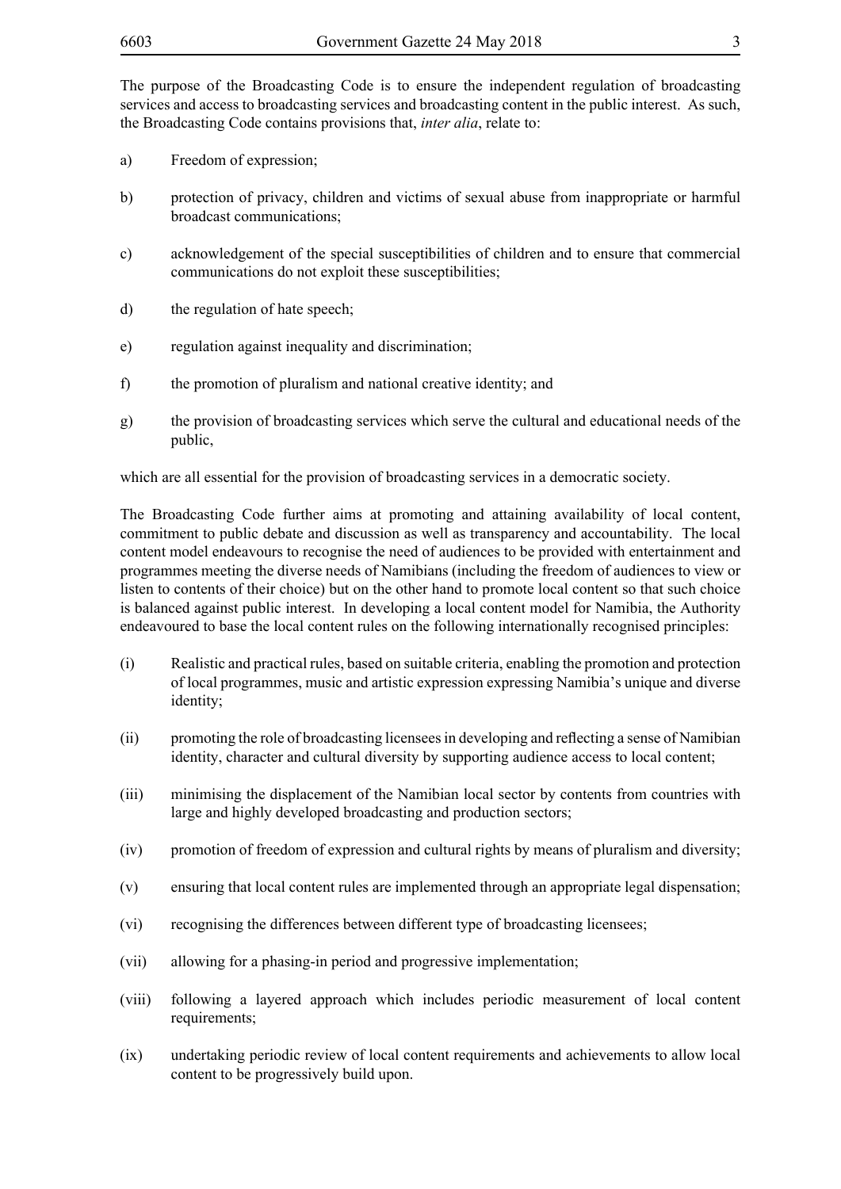The purpose of the Broadcasting Code is to ensure the independent regulation of broadcasting services and access to broadcasting services and broadcasting content in the public interest. As such, the Broadcasting Code contains provisions that, *inter alia*, relate to:

a) Freedom of expression;

b) protection of privacy, children and victims of sexual abuse from inappropriate or harmful broadcast communications;

c) acknowledgement of the special susceptibilities of children and to ensure that commercial communications do not exploit these susceptibilities;

d) the regulation of hate speech;

e) regulation against inequality and discrimination;

f) the promotion of pluralism and national creative identity; and

g) the provision of broadcasting services which serve the cultural and educational needs of the public,

which are all essential for the provision of broadcasting services in a democratic society.

The Broadcasting Code further aims at promoting and attaining availability of local content, commitment to public debate and discussion as well as transparency and accountability. The local content model endeavours to recognise the need of audiences to be provided with entertainment and programmes meeting the diverse needs of Namibians (including the freedom of audiences to view or listen to contents of their choice) but on the other hand to promote local content so that such choice is balanced against public interest. In developing a local content model for Namibia, the Authority endeavoured to base the local content rules on the following internationally recognised principles:

(i) Realistic and practical rules, based on suitable criteria, enabling the promotion and protection of local programmes, music and artistic expression expressing Namibia's unique and diverse identity;

(ii) promoting the role of broadcasting licensees in developing and reflecting a sense of Namibian identity, character and cultural diversity by supporting audience access to local content;

(iii) minimising the displacement of the Namibian local sector by contents from countries with large and highly developed broadcasting and production sectors;

(iv) promotion of freedom of expression and cultural rights by means of pluralism and diversity;

(v) ensuring that local content rules are implemented through an appropriate legal dispensation;

(vi) recognising the differences between different type of broadcasting licensees;

(vii) allowing for a phasing-in period and progressive implementation;

(viii) following a layered approach which includes periodic measurement of local content requirements;

(ix) undertaking periodic review of local content requirements and achievements to allow local content to be progressively build upon.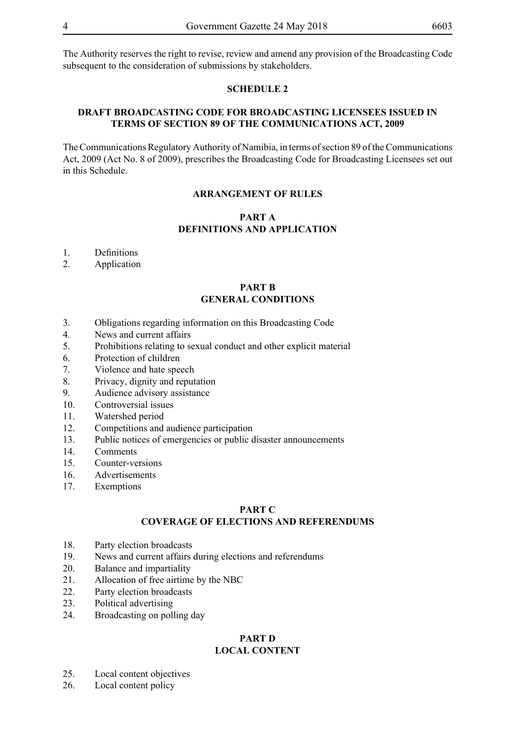The Authority reserves the right to revise, review and amend any provision of the Broadcasting Code subsequent to the consideration of submissions by stakeholders.

## SCHEDULE 2

## DRAFT BROADCASTING CODE FOR BROADCASTING LICENSEES ISSUED IN TERMS OF SECTION 89 OF THE COMMUNICATIONS ACT, 2009

The Communications Regulatory Authority of Namibia, in terms of section 89 of the Communications Act, 2009 (Act No. 8 of 2009), prescribes the Broadcasting Code for Broadcasting Licensees set out in this Schedule.

### ARRANGEMENT OF RULES

### PART A
### DEFINITIONS AND APPLICATION

1. Definitions
2. Application

### PART B
### GENERAL CONDITIONS

3. Obligations regarding information on this Broadcasting Code
4. News and current affairs
5. Prohibitions relating to sexual conduct and other explicit material
6. Protection of children
7. Violence and hate speech
8. Privacy, dignity and reputation
9. Audience advisory assistance
10. Controversial issues
11. Watershed period
12. Competitions and audience participation
13. Public notices of emergencies or public disaster announcements
14. Comments
15. Counter-versions
16. Advertisements
17. Exemptions

### PART C
### COVERAGE OF ELECTIONS AND REFERENDUMS

18. Party election broadcasts
19. News and current affairs during elections and referendums
20. Balance and impartiality
21. Allocation of free airtime by the NBC
22. Party election broadcasts
23. Political advertising
24. Broadcasting on polling day

### PART D
### LOCAL CONTENT

25. Local content objectives
26. Local content policy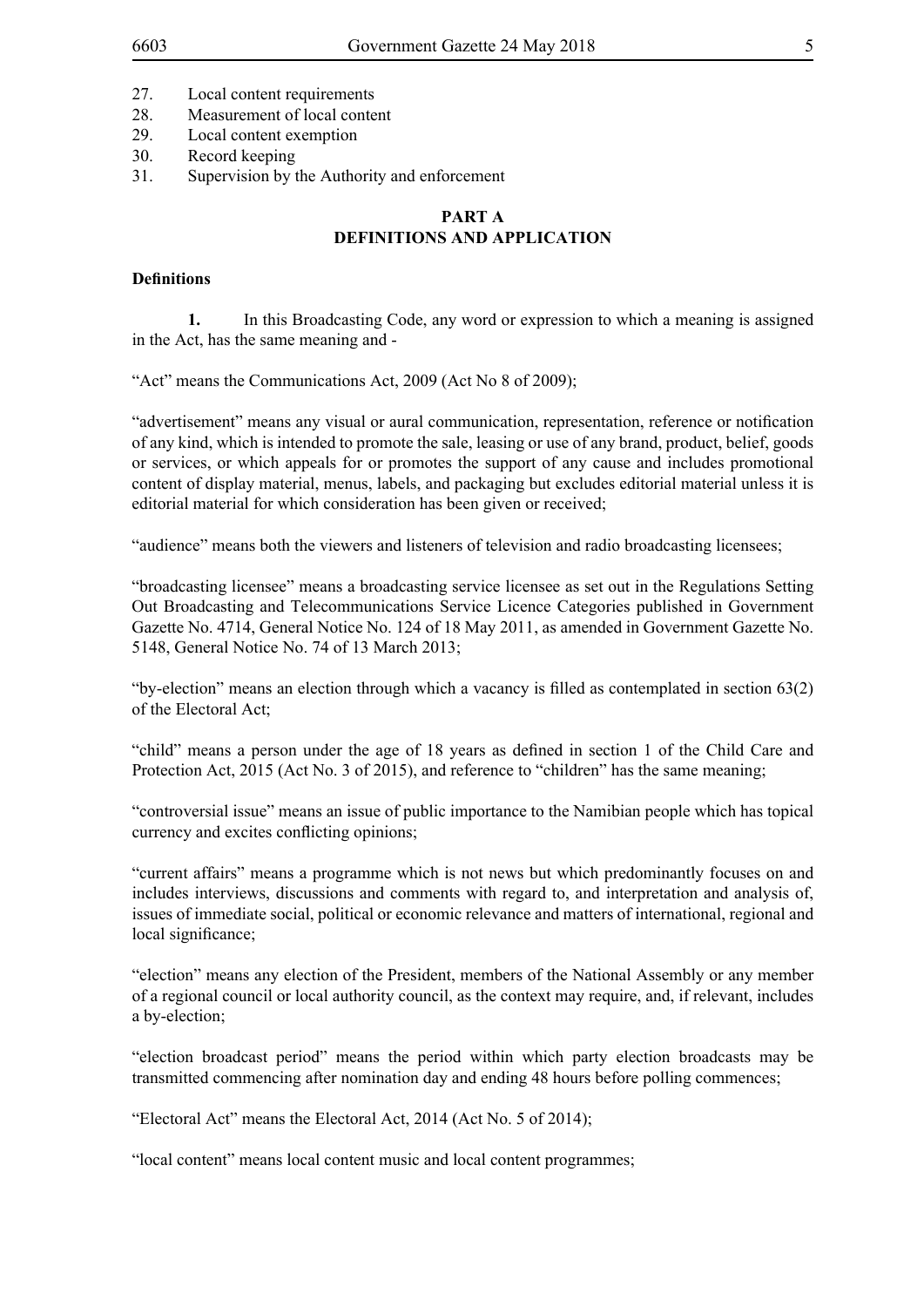27. Local content requirements
28. Measurement of local content
29. Local content exemption
30. Record keeping
31. Supervision by the Authority and enforcement

## PART A
## DEFINITIONS AND APPLICATION

**Definitions**

**1.** In this Broadcasting Code, any word or expression to which a meaning is assigned in the Act, has the same meaning and -

"Act" means the Communications Act, 2009 (Act No 8 of 2009);

"advertisement" means any visual or aural communication, representation, reference or notification of any kind, which is intended to promote the sale, leasing or use of any brand, product, belief, goods or services, or which appeals for or promotes the support of any cause and includes promotional content of display material, menus, labels, and packaging but excludes editorial material unless it is editorial material for which consideration has been given or received;

"audience" means both the viewers and listeners of television and radio broadcasting licensees;

"broadcasting licensee" means a broadcasting service licensee as set out in the Regulations Setting Out Broadcasting and Telecommunications Service Licence Categories published in Government Gazette No. 4714, General Notice No. 124 of 18 May 2011, as amended in Government Gazette No. 5148, General Notice No. 74 of 13 March 2013;

"by-election" means an election through which a vacancy is filled as contemplated in section 63(2) of the Electoral Act;

"child" means a person under the age of 18 years as defined in section 1 of the Child Care and Protection Act, 2015 (Act No. 3 of 2015), and reference to "children" has the same meaning;

"controversial issue" means an issue of public importance to the Namibian people which has topical currency and excites conflicting opinions;

"current affairs" means a programme which is not news but which predominantly focuses on and includes interviews, discussions and comments with regard to, and interpretation and analysis of, issues of immediate social, political or economic relevance and matters of international, regional and local significance;

"election" means any election of the President, members of the National Assembly or any member of a regional council or local authority council, as the context may require, and, if relevant, includes a by-election;

"election broadcast period" means the period within which party election broadcasts may be transmitted commencing after nomination day and ending 48 hours before polling commences;

"Electoral Act" means the Electoral Act, 2014 (Act No. 5 of 2014);

"local content" means local content music and local content programmes;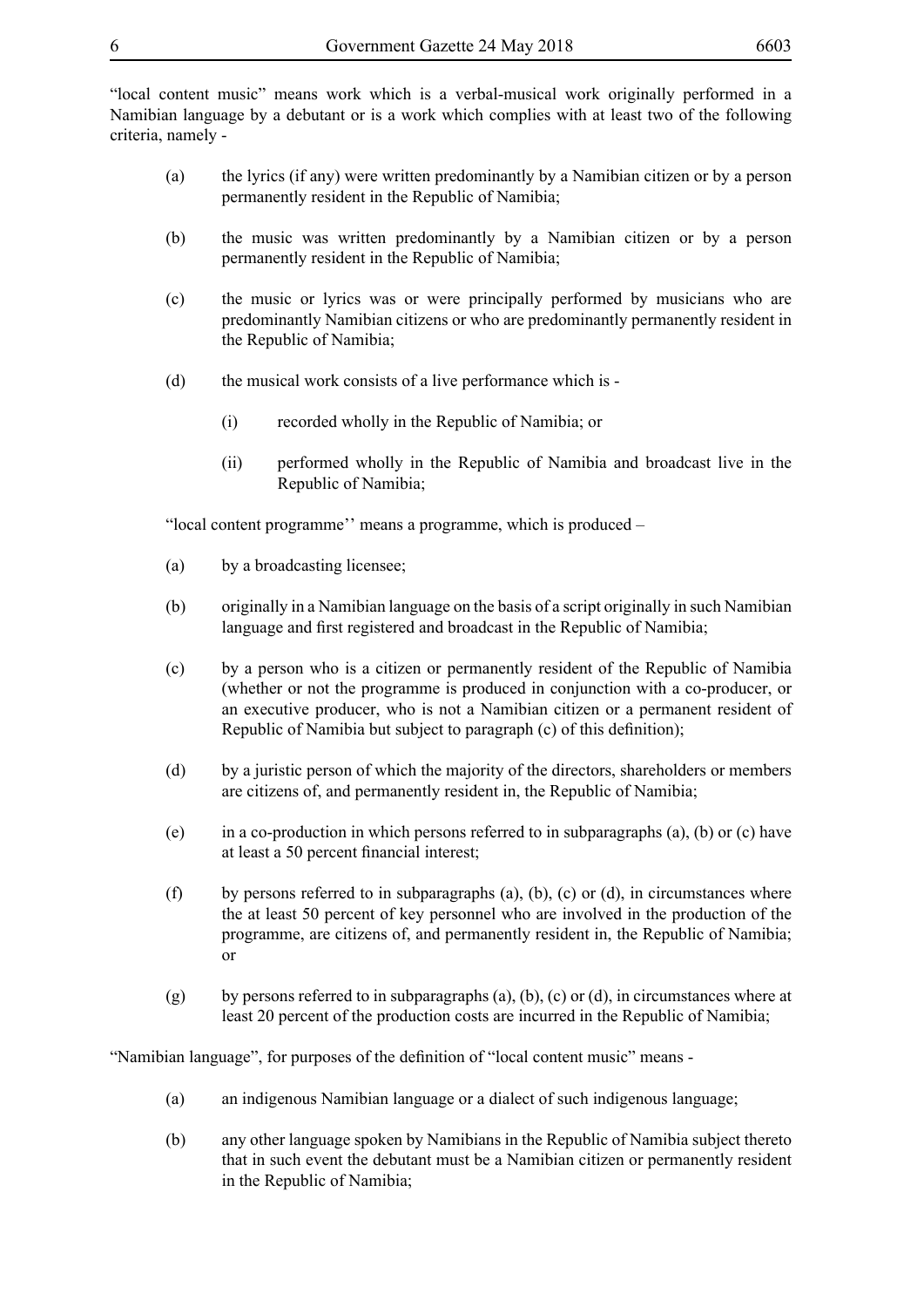"local content music" means work which is a verbal-musical work originally performed in a Namibian language by a debutant or is a work which complies with at least two of the following criteria, namely -

(a) the lyrics (if any) were written predominantly by a Namibian citizen or by a person permanently resident in the Republic of Namibia;

(b) the music was written predominantly by a Namibian citizen or by a person permanently resident in the Republic of Namibia;

(c) the music or lyrics was or were principally performed by musicians who are predominantly Namibian citizens or who are predominantly permanently resident in the Republic of Namibia;

(d) the musical work consists of a live performance which is -

(i) recorded wholly in the Republic of Namibia; or

(ii) performed wholly in the Republic of Namibia and broadcast live in the Republic of Namibia;

"local content programme'' means a programme, which is produced –

(a) by a broadcasting licensee;

(b) originally in a Namibian language on the basis of a script originally in such Namibian language and first registered and broadcast in the Republic of Namibia;

(c) by a person who is a citizen or permanently resident of the Republic of Namibia (whether or not the programme is produced in conjunction with a co-producer, or an executive producer, who is not a Namibian citizen or a permanent resident of Republic of Namibia but subject to paragraph (c) of this definition);

(d) by a juristic person of which the majority of the directors, shareholders or members are citizens of, and permanently resident in, the Republic of Namibia;

(e) in a co-production in which persons referred to in subparagraphs (a), (b) or (c) have at least a 50 percent financial interest;

(f) by persons referred to in subparagraphs (a), (b), (c) or (d), in circumstances where the at least 50 percent of key personnel who are involved in the production of the programme, are citizens of, and permanently resident in, the Republic of Namibia; or

(g) by persons referred to in subparagraphs (a), (b), (c) or (d), in circumstances where at least 20 percent of the production costs are incurred in the Republic of Namibia;

"Namibian language", for purposes of the definition of "local content music" means -

(a) an indigenous Namibian language or a dialect of such indigenous language;

(b) any other language spoken by Namibians in the Republic of Namibia subject thereto that in such event the debutant must be a Namibian citizen or permanently resident in the Republic of Namibia;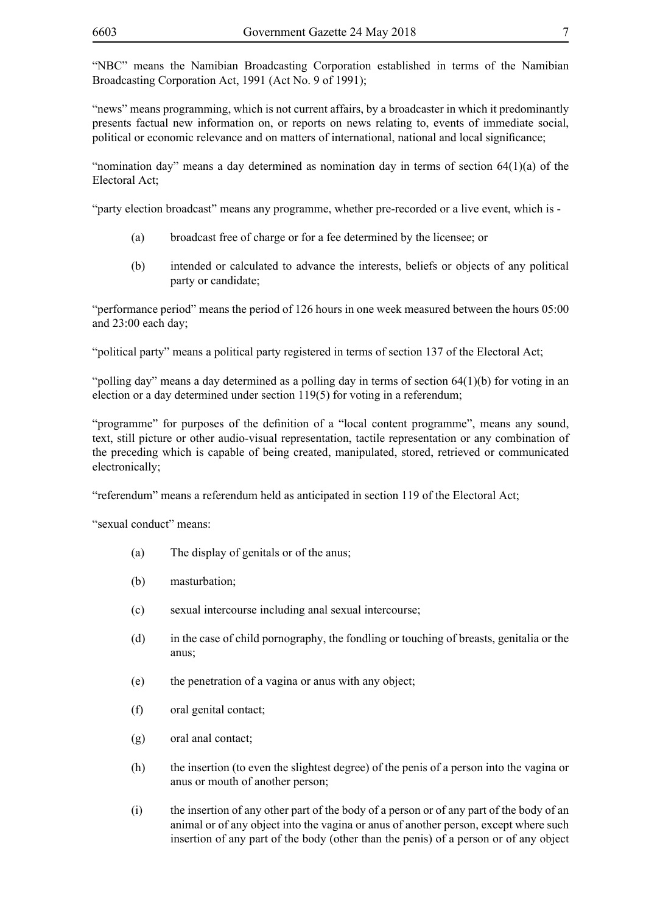"NBC" means the Namibian Broadcasting Corporation established in terms of the Namibian Broadcasting Corporation Act, 1991 (Act No. 9 of 1991);

"news" means programming, which is not current affairs, by a broadcaster in which it predominantly presents factual new information on, or reports on news relating to, events of immediate social, political or economic relevance and on matters of international, national and local significance;

"nomination day" means a day determined as nomination day in terms of section 64(1)(a) of the Electoral Act;

"party election broadcast" means any programme, whether pre-recorded or a live event, which is -

(a) broadcast free of charge or for a fee determined by the licensee; or

(b) intended or calculated to advance the interests, beliefs or objects of any political party or candidate;

"performance period" means the period of 126 hours in one week measured between the hours 05:00 and 23:00 each day;

"political party" means a political party registered in terms of section 137 of the Electoral Act;

"polling day" means a day determined as a polling day in terms of section 64(1)(b) for voting in an election or a day determined under section 119(5) for voting in a referendum;

"programme" for purposes of the definition of a "local content programme", means any sound, text, still picture or other audio-visual representation, tactile representation or any combination of the preceding which is capable of being created, manipulated, stored, retrieved or communicated electronically;

"referendum" means a referendum held as anticipated in section 119 of the Electoral Act;

"sexual conduct" means:

(a) The display of genitals or of the anus;

(b) masturbation;

(c) sexual intercourse including anal sexual intercourse;

(d) in the case of child pornography, the fondling or touching of breasts, genitalia or the anus;

(e) the penetration of a vagina or anus with any object;

(f) oral genital contact;

(g) oral anal contact;

(h) the insertion (to even the slightest degree) of the penis of a person into the vagina or anus or mouth of another person;

(i) the insertion of any other part of the body of a person or of any part of the body of an animal or of any object into the vagina or anus of another person, except where such insertion of any part of the body (other than the penis) of a person or of any object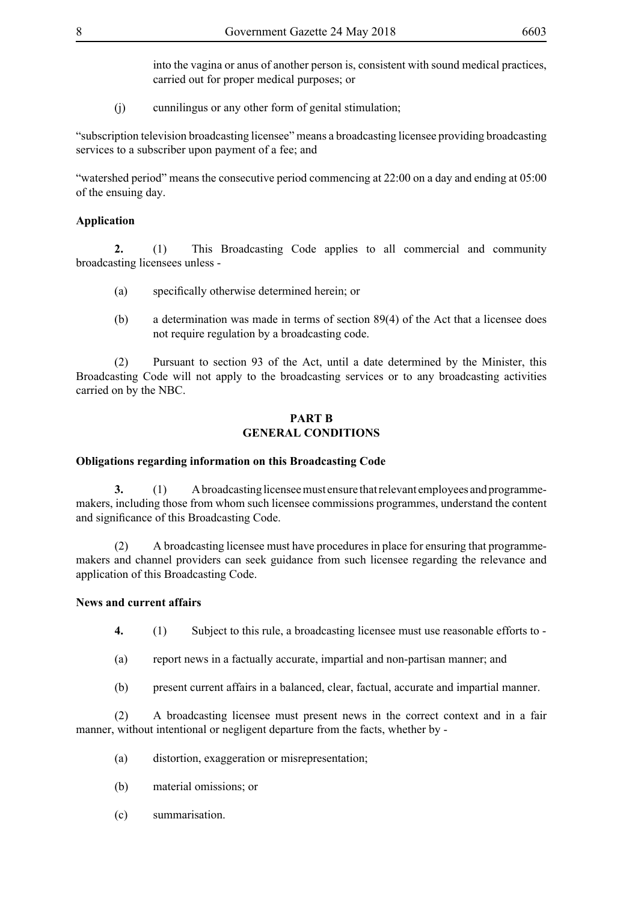into the vagina or anus of another person is, consistent with sound medical practices, carried out for proper medical purposes; or

(j) cunnilingus or any other form of genital stimulation;

"subscription television broadcasting licensee" means a broadcasting licensee providing broadcasting services to a subscriber upon payment of a fee; and

"watershed period" means the consecutive period commencing at 22:00 on a day and ending at 05:00 of the ensuing day.

**Application**

**2.** (1) This Broadcasting Code applies to all commercial and community broadcasting licensees unless -

(a) specifically otherwise determined herein; or

(b) a determination was made in terms of section 89(4) of the Act that a licensee does not require regulation by a broadcasting code.

(2) Pursuant to section 93 of the Act, until a date determined by the Minister, this Broadcasting Code will not apply to the broadcasting services or to any broadcasting activities carried on by the NBC.

## PART B
## GENERAL CONDITIONS

**Obligations regarding information on this Broadcasting Code**

**3.** (1) A broadcasting licensee must ensure that relevant employees and programme-makers, including those from whom such licensee commissions programmes, understand the content and significance of this Broadcasting Code.

(2) A broadcasting licensee must have procedures in place for ensuring that programme-makers and channel providers can seek guidance from such licensee regarding the relevance and application of this Broadcasting Code.

**News and current affairs**

**4.** (1) Subject to this rule, a broadcasting licensee must use reasonable efforts to -

(a) report news in a factually accurate, impartial and non-partisan manner; and

(b) present current affairs in a balanced, clear, factual, accurate and impartial manner.

(2) A broadcasting licensee must present news in the correct context and in a fair manner, without intentional or negligent departure from the facts, whether by -

(a) distortion, exaggeration or misrepresentation;

(b) material omissions; or

(c) summarisation.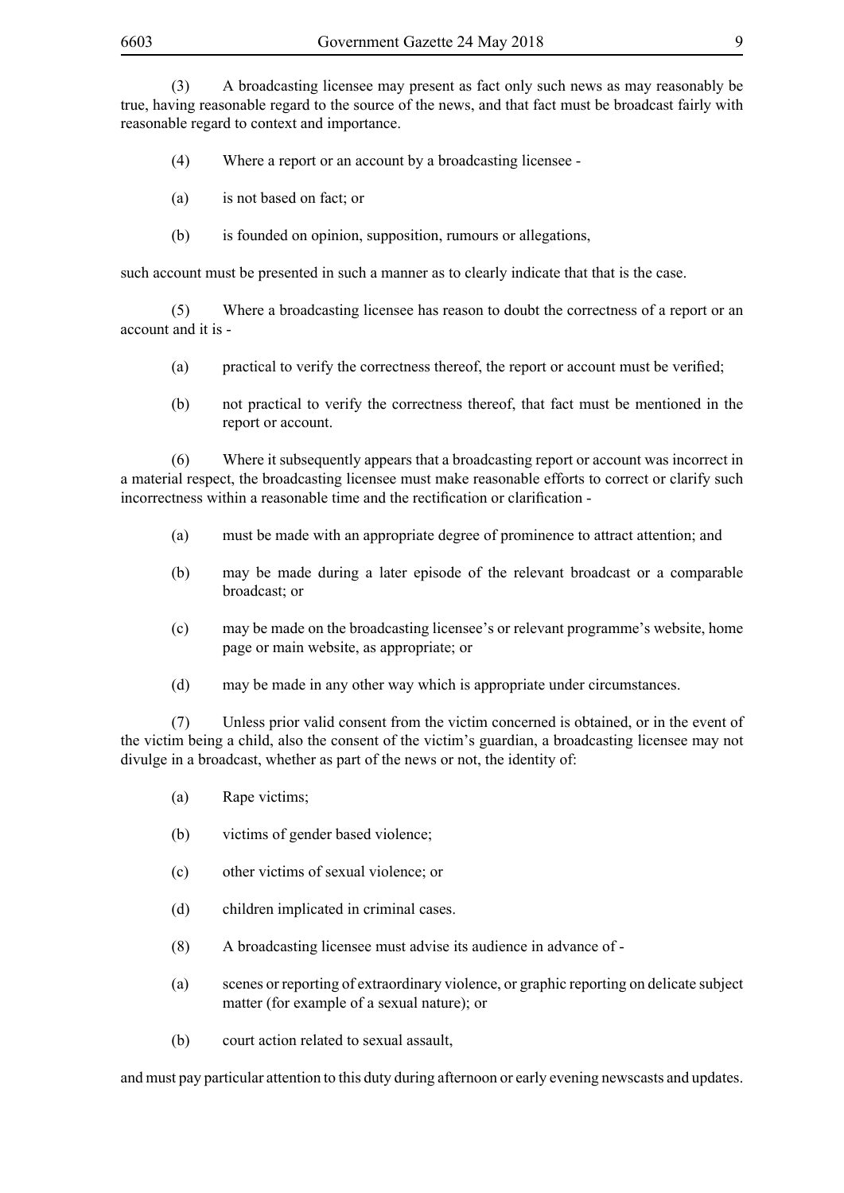(3) A broadcasting licensee may present as fact only such news as may reasonably be true, having reasonable regard to the source of the news, and that fact must be broadcast fairly with reasonable regard to context and importance.

(4) Where a report or an account by a broadcasting licensee -

(a) is not based on fact; or

(b) is founded on opinion, supposition, rumours or allegations,

such account must be presented in such a manner as to clearly indicate that that is the case.

(5) Where a broadcasting licensee has reason to doubt the correctness of a report or an account and it is -

(a) practical to verify the correctness thereof, the report or account must be verified;

(b) not practical to verify the correctness thereof, that fact must be mentioned in the report or account.

(6) Where it subsequently appears that a broadcasting report or account was incorrect in a material respect, the broadcasting licensee must make reasonable efforts to correct or clarify such incorrectness within a reasonable time and the rectification or clarification -

(a) must be made with an appropriate degree of prominence to attract attention; and

(b) may be made during a later episode of the relevant broadcast or a comparable broadcast; or

(c) may be made on the broadcasting licensee's or relevant programme's website, home page or main website, as appropriate; or

(d) may be made in any other way which is appropriate under circumstances.

(7) Unless prior valid consent from the victim concerned is obtained, or in the event of the victim being a child, also the consent of the victim's guardian, a broadcasting licensee may not divulge in a broadcast, whether as part of the news or not, the identity of:

(a) Rape victims;

(b) victims of gender based violence;

(c) other victims of sexual violence; or

(d) children implicated in criminal cases.

(8) A broadcasting licensee must advise its audience in advance of -

(a) scenes or reporting of extraordinary violence, or graphic reporting on delicate subject matter (for example of a sexual nature); or

(b) court action related to sexual assault,

and must pay particular attention to this duty during afternoon or early evening newscasts and updates.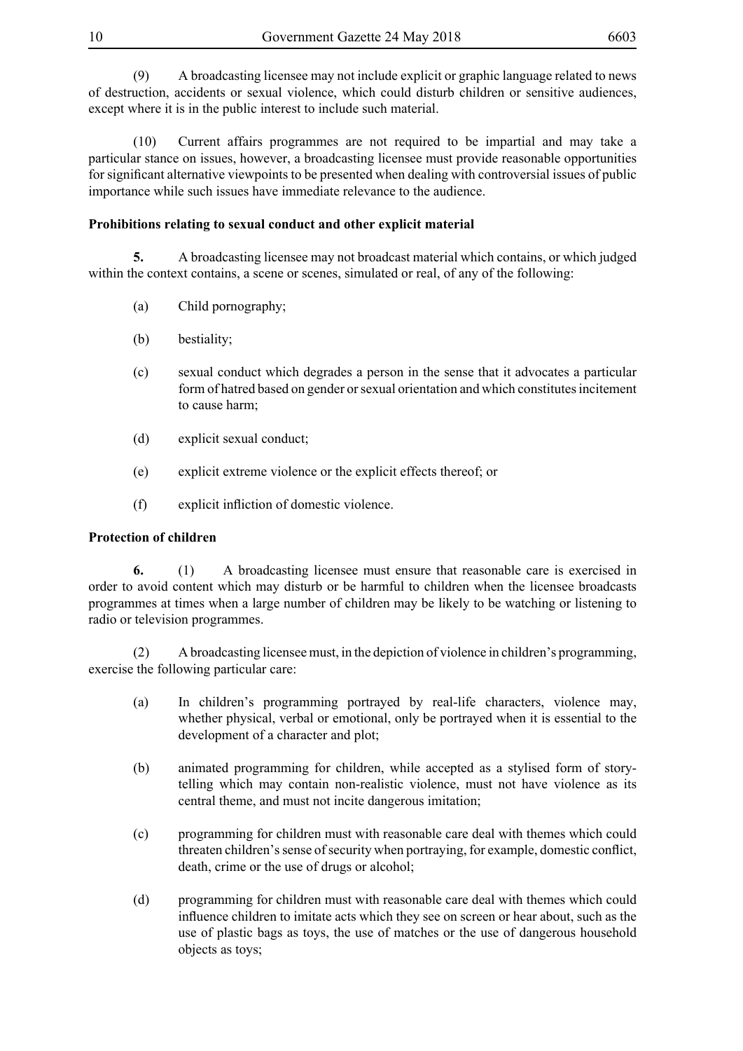(9) A broadcasting licensee may not include explicit or graphic language related to news of destruction, accidents or sexual violence, which could disturb children or sensitive audiences, except where it is in the public interest to include such material.

(10) Current affairs programmes are not required to be impartial and may take a particular stance on issues, however, a broadcasting licensee must provide reasonable opportunities for significant alternative viewpoints to be presented when dealing with controversial issues of public importance while such issues have immediate relevance to the audience.

**Prohibitions relating to sexual conduct and other explicit material**

**5.** A broadcasting licensee may not broadcast material which contains, or which judged within the context contains, a scene or scenes, simulated or real, of any of the following:

(a) Child pornography;

(b) bestiality;

(c) sexual conduct which degrades a person in the sense that it advocates a particular form of hatred based on gender or sexual orientation and which constitutes incitement to cause harm;

(d) explicit sexual conduct;

(e) explicit extreme violence or the explicit effects thereof; or

(f) explicit infliction of domestic violence.

**Protection of children**

**6.** (1) A broadcasting licensee must ensure that reasonable care is exercised in order to avoid content which may disturb or be harmful to children when the licensee broadcasts programmes at times when a large number of children may be likely to be watching or listening to radio or television programmes.

(2) A broadcasting licensee must, in the depiction of violence in children's programming, exercise the following particular care:

(a) In children's programming portrayed by real-life characters, violence may, whether physical, verbal or emotional, only be portrayed when it is essential to the development of a character and plot;

(b) animated programming for children, while accepted as a stylised form of story-telling which may contain non-realistic violence, must not have violence as its central theme, and must not incite dangerous imitation;

(c) programming for children must with reasonable care deal with themes which could threaten children's sense of security when portraying, for example, domestic conflict, death, crime or the use of drugs or alcohol;

(d) programming for children must with reasonable care deal with themes which could influence children to imitate acts which they see on screen or hear about, such as the use of plastic bags as toys, the use of matches or the use of dangerous household objects as toys;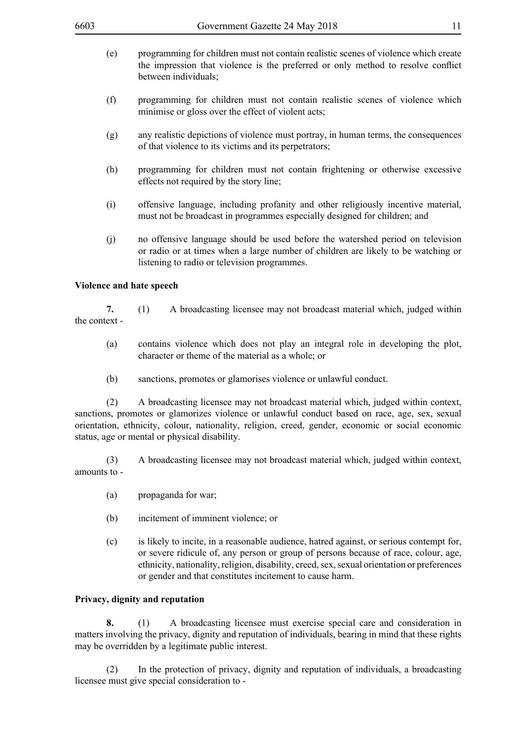(e) programming for children must not contain realistic scenes of violence which create the impression that violence is the preferred or only method to resolve conflict between individuals;

(f) programming for children must not contain realistic scenes of violence which minimise or gloss over the effect of violent acts;

(g) any realistic depictions of violence must portray, in human terms, the consequences of that violence to its victims and its perpetrators;

(h) programming for children must not contain frightening or otherwise excessive effects not required by the story line;

(i) offensive language, including profanity and other religiously incentive material, must not be broadcast in programmes especially designed for children; and

(j) no offensive language should be used before the watershed period on television or radio or at times when a large number of children are likely to be watching or listening to radio or television programmes.

**Violence and hate speech**

**7.** (1) A broadcasting licensee may not broadcast material which, judged within the context -

(a) contains violence which does not play an integral role in developing the plot, character or theme of the material as a whole; or

(b) sanctions, promotes or glamorises violence or unlawful conduct.

(2) A broadcasting licensee may not broadcast material which, judged within context, sanctions, promotes or glamorizes violence or unlawful conduct based on race, age, sex, sexual orientation, ethnicity, colour, nationality, religion, creed, gender, economic or social economic status, age or mental or physical disability.

(3) A broadcasting licensee may not broadcast material which, judged within context, amounts to -

(a) propaganda for war;

(b) incitement of imminent violence; or

(c) is likely to incite, in a reasonable audience, hatred against, or serious contempt for, or severe ridicule of, any person or group of persons because of race, colour, age, ethnicity, nationality, religion, disability, creed, sex, sexual orientation or preferences or gender and that constitutes incitement to cause harm.

**Privacy, dignity and reputation**

**8.** (1) A broadcasting licensee must exercise special care and consideration in matters involving the privacy, dignity and reputation of individuals, bearing in mind that these rights may be overridden by a legitimate public interest.

(2) In the protection of privacy, dignity and reputation of individuals, a broadcasting licensee must give special consideration to -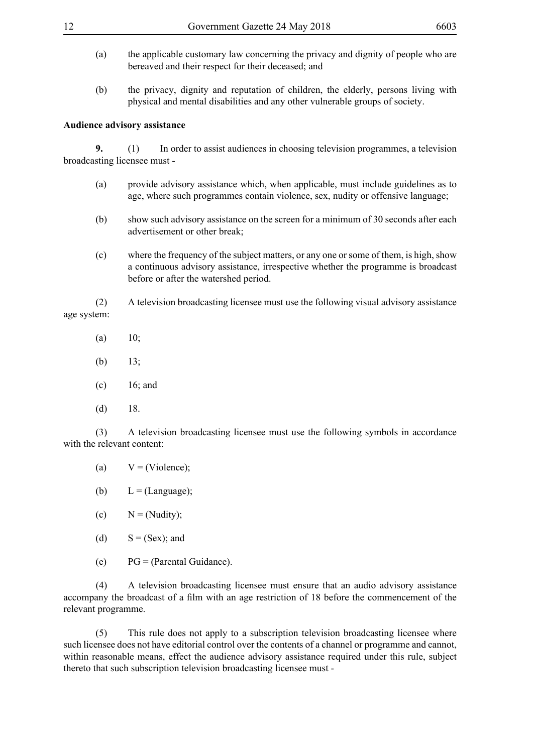(a) the applicable customary law concerning the privacy and dignity of people who are bereaved and their respect for their deceased; and

(b) the privacy, dignity and reputation of children, the elderly, persons living with physical and mental disabilities and any other vulnerable groups of society.

**Audience advisory assistance**

**9.** (1) In order to assist audiences in choosing television programmes, a television broadcasting licensee must -

(a) provide advisory assistance which, when applicable, must include guidelines as to age, where such programmes contain violence, sex, nudity or offensive language;

(b) show such advisory assistance on the screen for a minimum of 30 seconds after each advertisement or other break;

(c) where the frequency of the subject matters, or any one or some of them, is high, show a continuous advisory assistance, irrespective whether the programme is broadcast before or after the watershed period.

(2) A television broadcasting licensee must use the following visual advisory assistance age system:

(a) 10;

(b) 13;

(c) 16; and

(d) 18.

(3) A television broadcasting licensee must use the following symbols in accordance with the relevant content:

(a) V = (Violence);

(b) L = (Language);

(c) N = (Nudity);

(d) S = (Sex); and

(e) PG = (Parental Guidance).

(4) A television broadcasting licensee must ensure that an audio advisory assistance accompany the broadcast of a film with an age restriction of 18 before the commencement of the relevant programme.

(5) This rule does not apply to a subscription television broadcasting licensee where such licensee does not have editorial control over the contents of a channel or programme and cannot, within reasonable means, effect the audience advisory assistance required under this rule, subject thereto that such subscription television broadcasting licensee must -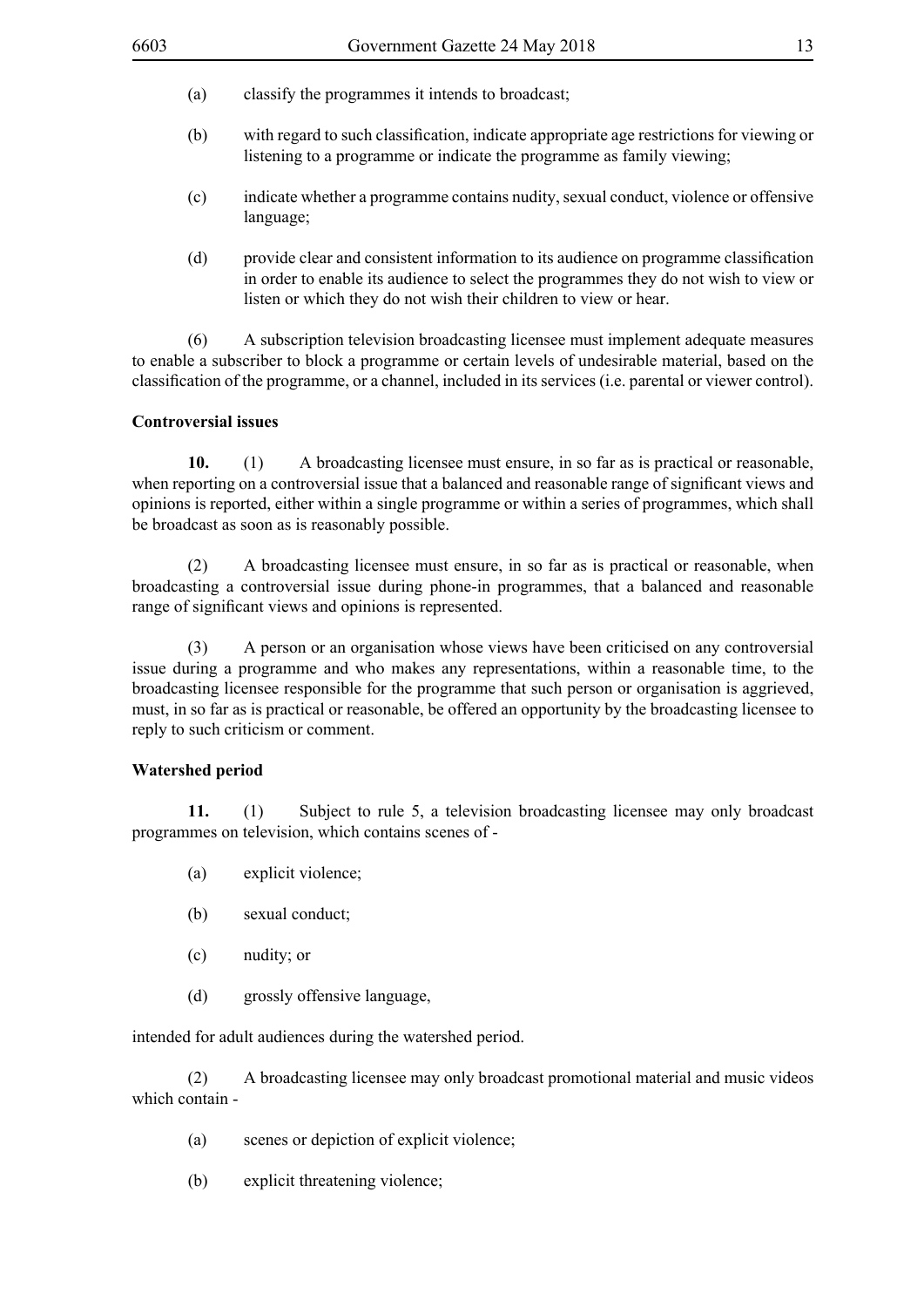(a) classify the programmes it intends to broadcast;

(b) with regard to such classification, indicate appropriate age restrictions for viewing or listening to a programme or indicate the programme as family viewing;

(c) indicate whether a programme contains nudity, sexual conduct, violence or offensive language;

(d) provide clear and consistent information to its audience on programme classification in order to enable its audience to select the programmes they do not wish to view or listen or which they do not wish their children to view or hear.

(6) A subscription television broadcasting licensee must implement adequate measures to enable a subscriber to block a programme or certain levels of undesirable material, based on the classification of the programme, or a channel, included in its services (i.e. parental or viewer control).

**Controversial issues**

**10.** (1) A broadcasting licensee must ensure, in so far as is practical or reasonable, when reporting on a controversial issue that a balanced and reasonable range of significant views and opinions is reported, either within a single programme or within a series of programmes, which shall be broadcast as soon as is reasonably possible.

(2) A broadcasting licensee must ensure, in so far as is practical or reasonable, when broadcasting a controversial issue during phone-in programmes, that a balanced and reasonable range of significant views and opinions is represented.

(3) A person or an organisation whose views have been criticised on any controversial issue during a programme and who makes any representations, within a reasonable time, to the broadcasting licensee responsible for the programme that such person or organisation is aggrieved, must, in so far as is practical or reasonable, be offered an opportunity by the broadcasting licensee to reply to such criticism or comment.

**Watershed period**

**11.** (1) Subject to rule 5, a television broadcasting licensee may only broadcast programmes on television, which contains scenes of -

(a) explicit violence;

(b) sexual conduct;

(c) nudity; or

(d) grossly offensive language,

intended for adult audiences during the watershed period.

(2) A broadcasting licensee may only broadcast promotional material and music videos which contain -

(a) scenes or depiction of explicit violence;

(b) explicit threatening violence;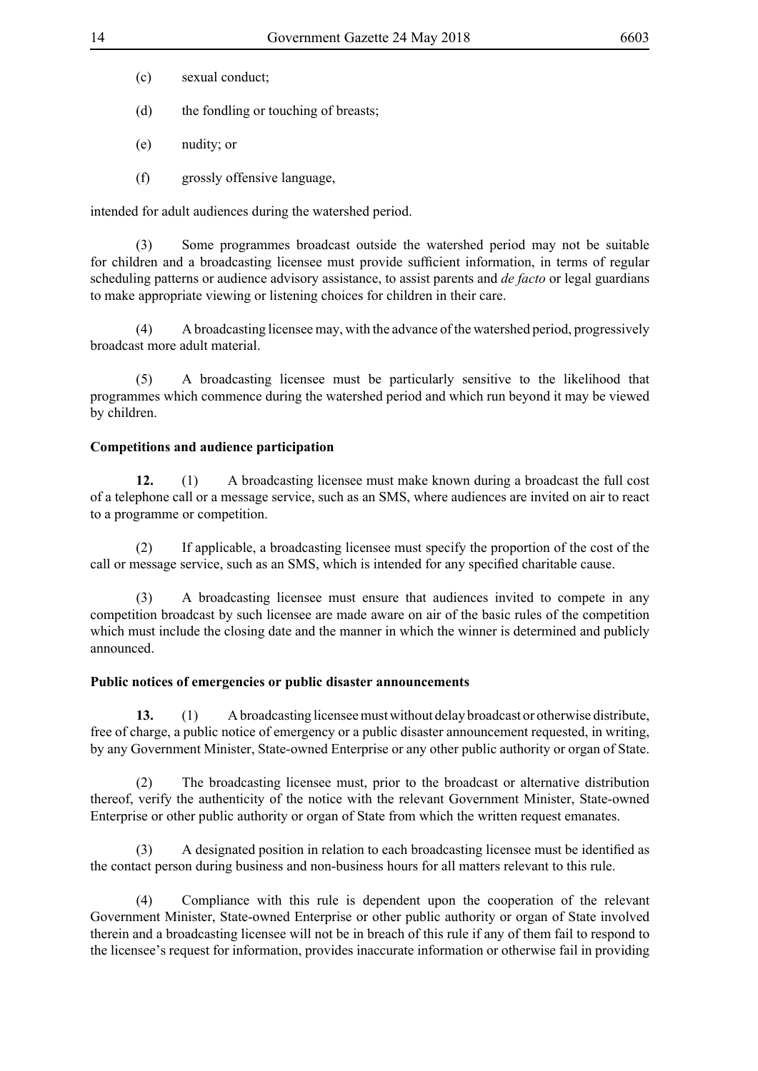(c) sexual conduct;

(d) the fondling or touching of breasts;

(e) nudity; or

(f) grossly offensive language,

intended for adult audiences during the watershed period.

(3) Some programmes broadcast outside the watershed period may not be suitable for children and a broadcasting licensee must provide sufficient information, in terms of regular scheduling patterns or audience advisory assistance, to assist parents and *de facto* or legal guardians to make appropriate viewing or listening choices for children in their care.

(4) A broadcasting licensee may, with the advance of the watershed period, progressively broadcast more adult material.

(5) A broadcasting licensee must be particularly sensitive to the likelihood that programmes which commence during the watershed period and which run beyond it may be viewed by children.

**Competitions and audience participation**

**12.** (1) A broadcasting licensee must make known during a broadcast the full cost of a telephone call or a message service, such as an SMS, where audiences are invited on air to react to a programme or competition.

(2) If applicable, a broadcasting licensee must specify the proportion of the cost of the call or message service, such as an SMS, which is intended for any specified charitable cause.

(3) A broadcasting licensee must ensure that audiences invited to compete in any competition broadcast by such licensee are made aware on air of the basic rules of the competition which must include the closing date and the manner in which the winner is determined and publicly announced.

**Public notices of emergencies or public disaster announcements**

**13.** (1) A broadcasting licensee must without delay broadcast or otherwise distribute, free of charge, a public notice of emergency or a public disaster announcement requested, in writing, by any Government Minister, State-owned Enterprise or any other public authority or organ of State.

(2) The broadcasting licensee must, prior to the broadcast or alternative distribution thereof, verify the authenticity of the notice with the relevant Government Minister, State-owned Enterprise or other public authority or organ of State from which the written request emanates.

(3) A designated position in relation to each broadcasting licensee must be identified as the contact person during business and non-business hours for all matters relevant to this rule.

(4) Compliance with this rule is dependent upon the cooperation of the relevant Government Minister, State-owned Enterprise or other public authority or organ of State involved therein and a broadcasting licensee will not be in breach of this rule if any of them fail to respond to the licensee's request for information, provides inaccurate information or otherwise fail in providing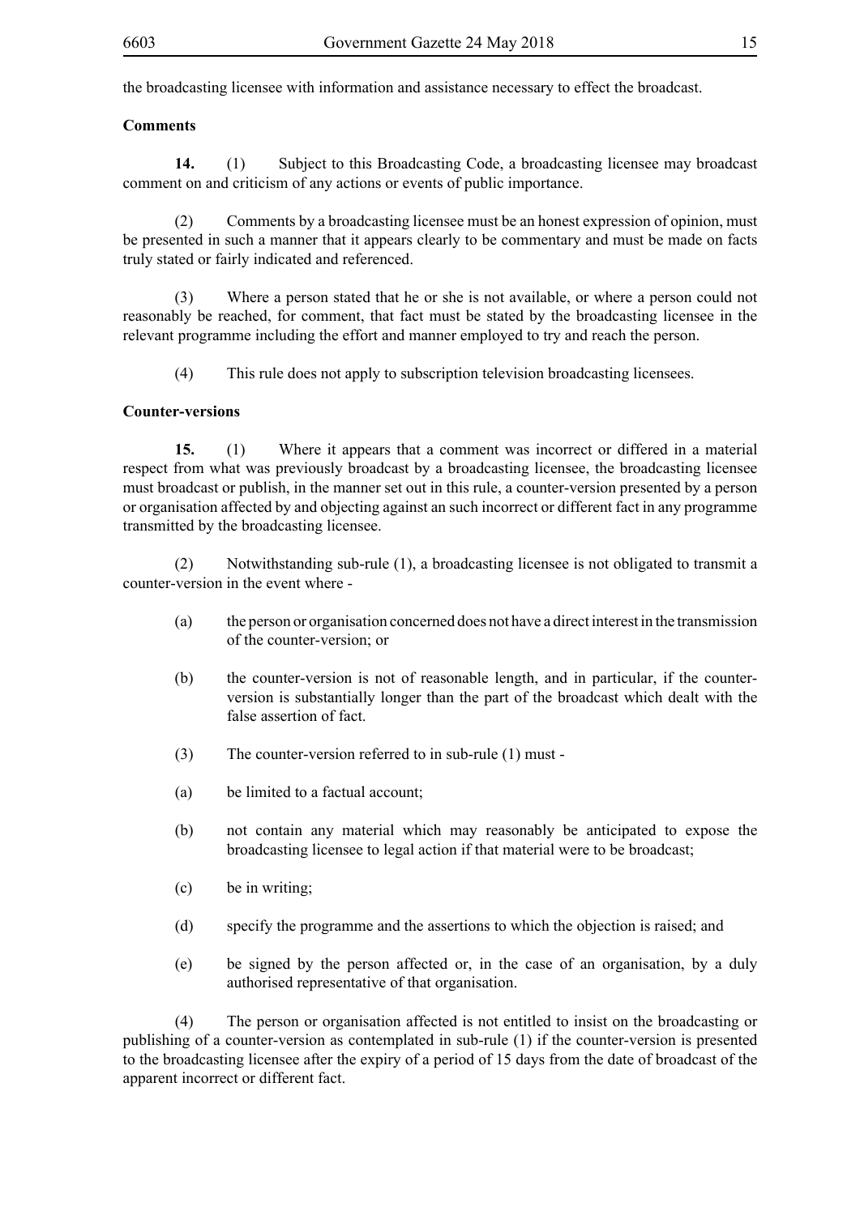the broadcasting licensee with information and assistance necessary to effect the broadcast.

**Comments**

**14.** (1) Subject to this Broadcasting Code, a broadcasting licensee may broadcast comment on and criticism of any actions or events of public importance.

(2) Comments by a broadcasting licensee must be an honest expression of opinion, must be presented in such a manner that it appears clearly to be commentary and must be made on facts truly stated or fairly indicated and referenced.

(3) Where a person stated that he or she is not available, or where a person could not reasonably be reached, for comment, that fact must be stated by the broadcasting licensee in the relevant programme including the effort and manner employed to try and reach the person.

(4) This rule does not apply to subscription television broadcasting licensees.

**Counter-versions**

**15.** (1) Where it appears that a comment was incorrect or differed in a material respect from what was previously broadcast by a broadcasting licensee, the broadcasting licensee must broadcast or publish, in the manner set out in this rule, a counter-version presented by a person or organisation affected by and objecting against an such incorrect or different fact in any programme transmitted by the broadcasting licensee.

(2) Notwithstanding sub-rule (1), a broadcasting licensee is not obligated to transmit a counter-version in the event where -

(a) the person or organisation concerned does not have a direct interest in the transmission of the counter-version; or

(b) the counter-version is not of reasonable length, and in particular, if the counter-version is substantially longer than the part of the broadcast which dealt with the false assertion of fact.

(3) The counter-version referred to in sub-rule (1) must -

(a) be limited to a factual account;

(b) not contain any material which may reasonably be anticipated to expose the broadcasting licensee to legal action if that material were to be broadcast;

(c) be in writing;

(d) specify the programme and the assertions to which the objection is raised; and

(e) be signed by the person affected or, in the case of an organisation, by a duly authorised representative of that organisation.

(4) The person or organisation affected is not entitled to insist on the broadcasting or publishing of a counter-version as contemplated in sub-rule (1) if the counter-version is presented to the broadcasting licensee after the expiry of a period of 15 days from the date of broadcast of the apparent incorrect or different fact.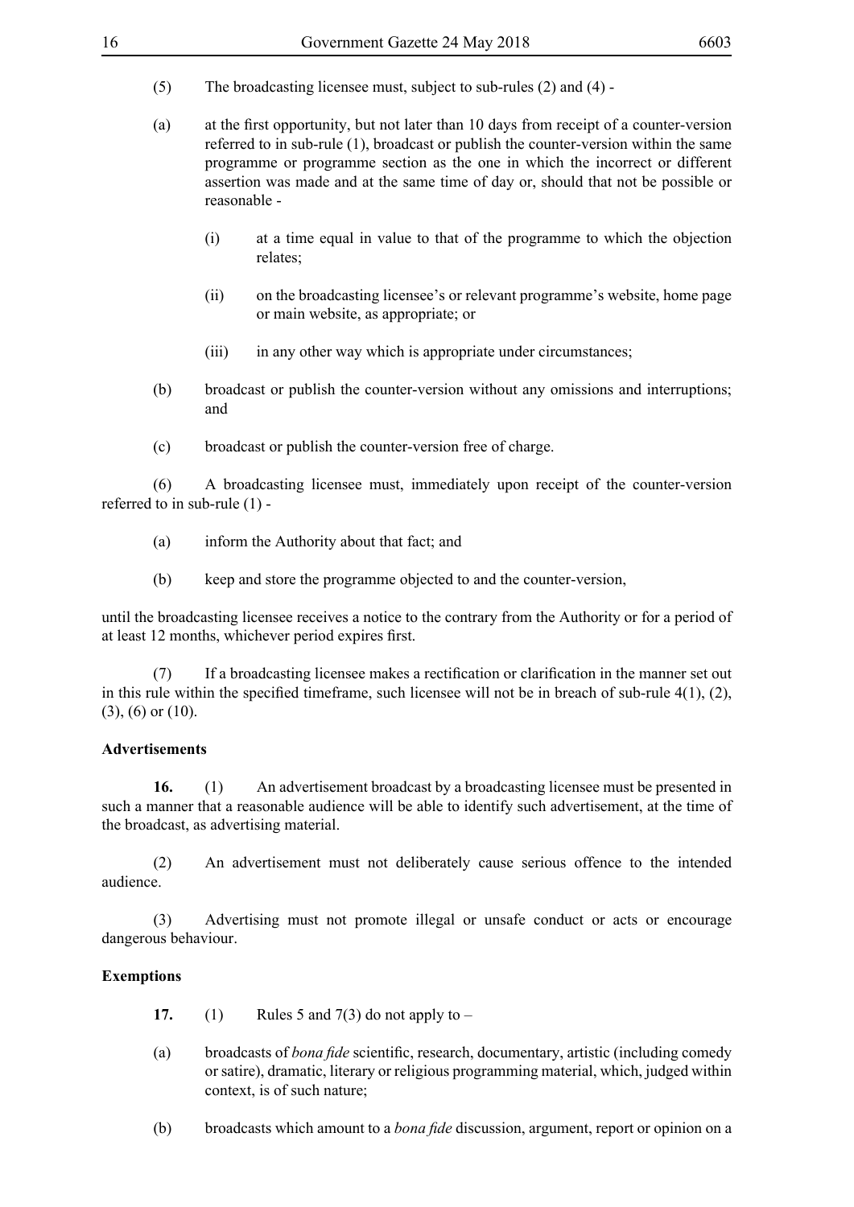(5) The broadcasting licensee must, subject to sub-rules (2) and (4) -

(a) at the first opportunity, but not later than 10 days from receipt of a counter-version referred to in sub-rule (1), broadcast or publish the counter-version within the same programme or programme section as the one in which the incorrect or different assertion was made and at the same time of day or, should that not be possible or reasonable -

(i) at a time equal in value to that of the programme to which the objection relates;

(ii) on the broadcasting licensee's or relevant programme's website, home page or main website, as appropriate; or

(iii) in any other way which is appropriate under circumstances;

(b) broadcast or publish the counter-version without any omissions and interruptions; and

(c) broadcast or publish the counter-version free of charge.

(6) A broadcasting licensee must, immediately upon receipt of the counter-version referred to in sub-rule (1) -

(a) inform the Authority about that fact; and

(b) keep and store the programme objected to and the counter-version,

until the broadcasting licensee receives a notice to the contrary from the Authority or for a period of at least 12 months, whichever period expires first.

(7) If a broadcasting licensee makes a rectification or clarification in the manner set out in this rule within the specified timeframe, such licensee will not be in breach of sub-rule 4(1), (2), (3), (6) or (10).

**Advertisements**

**16.** (1) An advertisement broadcast by a broadcasting licensee must be presented in such a manner that a reasonable audience will be able to identify such advertisement, at the time of the broadcast, as advertising material.

(2) An advertisement must not deliberately cause serious offence to the intended audience.

(3) Advertising must not promote illegal or unsafe conduct or acts or encourage dangerous behaviour.

**Exemptions**

**17.** (1) Rules 5 and 7(3) do not apply to –

(a) broadcasts of *bona fide* scientific, research, documentary, artistic (including comedy or satire), dramatic, literary or religious programming material, which, judged within context, is of such nature;

(b) broadcasts which amount to a *bona fide* discussion, argument, report or opinion on a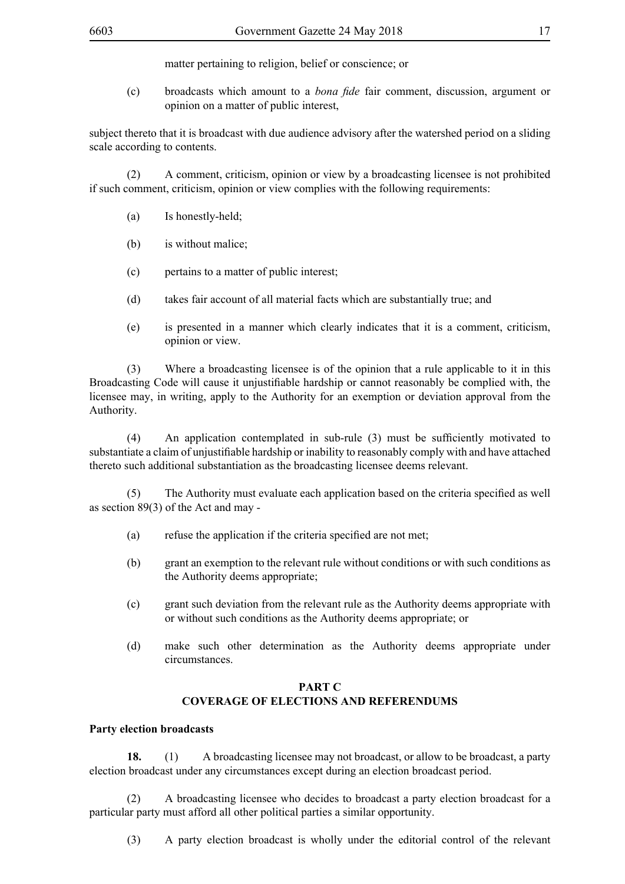matter pertaining to religion, belief or conscience; or

(c) broadcasts which amount to a *bona fide* fair comment, discussion, argument or opinion on a matter of public interest,

subject thereto that it is broadcast with due audience advisory after the watershed period on a sliding scale according to contents.

(2) A comment, criticism, opinion or view by a broadcasting licensee is not prohibited if such comment, criticism, opinion or view complies with the following requirements:

(a) Is honestly-held;

(b) is without malice;

(c) pertains to a matter of public interest;

(d) takes fair account of all material facts which are substantially true; and

(e) is presented in a manner which clearly indicates that it is a comment, criticism, opinion or view.

(3) Where a broadcasting licensee is of the opinion that a rule applicable to it in this Broadcasting Code will cause it unjustifiable hardship or cannot reasonably be complied with, the licensee may, in writing, apply to the Authority for an exemption or deviation approval from the Authority.

(4) An application contemplated in sub-rule (3) must be sufficiently motivated to substantiate a claim of unjustifiable hardship or inability to reasonably comply with and have attached thereto such additional substantiation as the broadcasting licensee deems relevant.

(5) The Authority must evaluate each application based on the criteria specified as well as section 89(3) of the Act and may -

(a) refuse the application if the criteria specified are not met;

(b) grant an exemption to the relevant rule without conditions or with such conditions as the Authority deems appropriate;

(c) grant such deviation from the relevant rule as the Authority deems appropriate with or without such conditions as the Authority deems appropriate; or

(d) make such other determination as the Authority deems appropriate under circumstances.

## PART C
## COVERAGE OF ELECTIONS AND REFERENDUMS

**Party election broadcasts**

**18.** (1) A broadcasting licensee may not broadcast, or allow to be broadcast, a party election broadcast under any circumstances except during an election broadcast period.

(2) A broadcasting licensee who decides to broadcast a party election broadcast for a particular party must afford all other political parties a similar opportunity.

(3) A party election broadcast is wholly under the editorial control of the relevant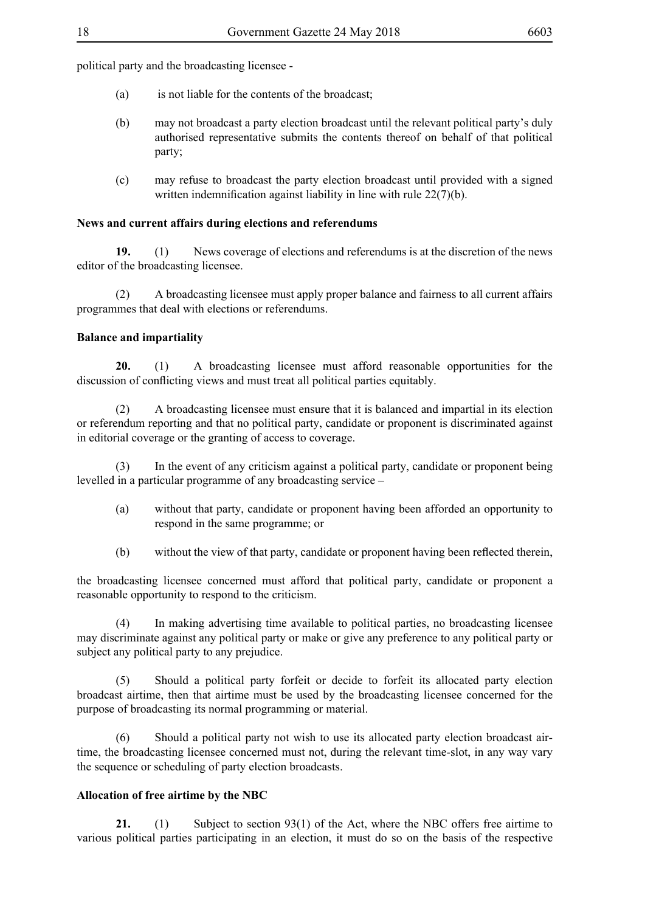political party and the broadcasting licensee -

(a) is not liable for the contents of the broadcast;

(b) may not broadcast a party election broadcast until the relevant political party's duly authorised representative submits the contents thereof on behalf of that political party;

(c) may refuse to broadcast the party election broadcast until provided with a signed written indemnification against liability in line with rule 22(7)(b).

**News and current affairs during elections and referendums**

**19.** (1) News coverage of elections and referendums is at the discretion of the news editor of the broadcasting licensee.

(2) A broadcasting licensee must apply proper balance and fairness to all current affairs programmes that deal with elections or referendums.

**Balance and impartiality**

**20.** (1) A broadcasting licensee must afford reasonable opportunities for the discussion of conflicting views and must treat all political parties equitably.

(2) A broadcasting licensee must ensure that it is balanced and impartial in its election or referendum reporting and that no political party, candidate or proponent is discriminated against in editorial coverage or the granting of access to coverage.

(3) In the event of any criticism against a political party, candidate or proponent being levelled in a particular programme of any broadcasting service –

(a) without that party, candidate or proponent having been afforded an opportunity to respond in the same programme; or

(b) without the view of that party, candidate or proponent having been reflected therein,

the broadcasting licensee concerned must afford that political party, candidate or proponent a reasonable opportunity to respond to the criticism.

(4) In making advertising time available to political parties, no broadcasting licensee may discriminate against any political party or make or give any preference to any political party or subject any political party to any prejudice.

(5) Should a political party forfeit or decide to forfeit its allocated party election broadcast airtime, then that airtime must be used by the broadcasting licensee concerned for the purpose of broadcasting its normal programming or material.

(6) Should a political party not wish to use its allocated party election broadcast air-time, the broadcasting licensee concerned must not, during the relevant time-slot, in any way vary the sequence or scheduling of party election broadcasts.

**Allocation of free airtime by the NBC**

**21.** (1) Subject to section 93(1) of the Act, where the NBC offers free airtime to various political parties participating in an election, it must do so on the basis of the respective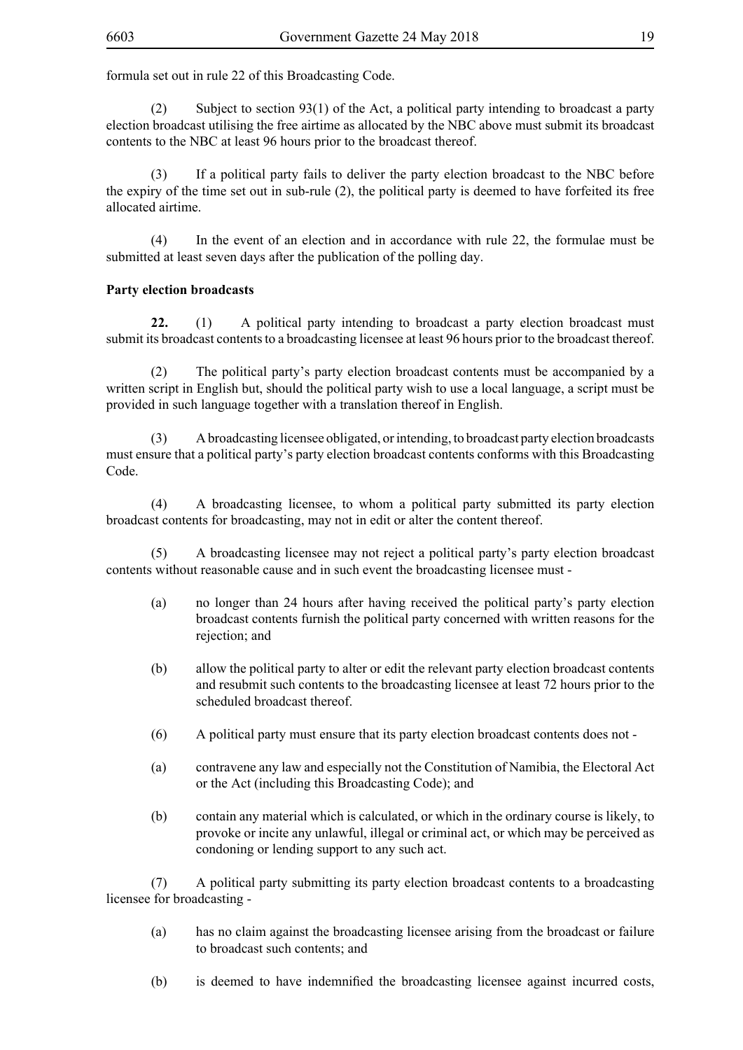formula set out in rule 22 of this Broadcasting Code.

(2) Subject to section 93(1) of the Act, a political party intending to broadcast a party election broadcast utilising the free airtime as allocated by the NBC above must submit its broadcast contents to the NBC at least 96 hours prior to the broadcast thereof.

(3) If a political party fails to deliver the party election broadcast to the NBC before the expiry of the time set out in sub-rule (2), the political party is deemed to have forfeited its free allocated airtime.

(4) In the event of an election and in accordance with rule 22, the formulae must be submitted at least seven days after the publication of the polling day.

**Party election broadcasts**

**22.** (1) A political party intending to broadcast a party election broadcast must submit its broadcast contents to a broadcasting licensee at least 96 hours prior to the broadcast thereof.

(2) The political party's party election broadcast contents must be accompanied by a written script in English but, should the political party wish to use a local language, a script must be provided in such language together with a translation thereof in English.

(3) A broadcasting licensee obligated, or intending, to broadcast party election broadcasts must ensure that a political party's party election broadcast contents conforms with this Broadcasting Code.

(4) A broadcasting licensee, to whom a political party submitted its party election broadcast contents for broadcasting, may not in edit or alter the content thereof.

(5) A broadcasting licensee may not reject a political party's party election broadcast contents without reasonable cause and in such event the broadcasting licensee must -

(a) no longer than 24 hours after having received the political party's party election broadcast contents furnish the political party concerned with written reasons for the rejection; and

(b) allow the political party to alter or edit the relevant party election broadcast contents and resubmit such contents to the broadcasting licensee at least 72 hours prior to the scheduled broadcast thereof.

(6) A political party must ensure that its party election broadcast contents does not -

(a) contravene any law and especially not the Constitution of Namibia, the Electoral Act or the Act (including this Broadcasting Code); and

(b) contain any material which is calculated, or which in the ordinary course is likely, to provoke or incite any unlawful, illegal or criminal act, or which may be perceived as condoning or lending support to any such act.

(7) A political party submitting its party election broadcast contents to a broadcasting licensee for broadcasting -

(a) has no claim against the broadcasting licensee arising from the broadcast or failure to broadcast such contents; and

(b) is deemed to have indemnified the broadcasting licensee against incurred costs,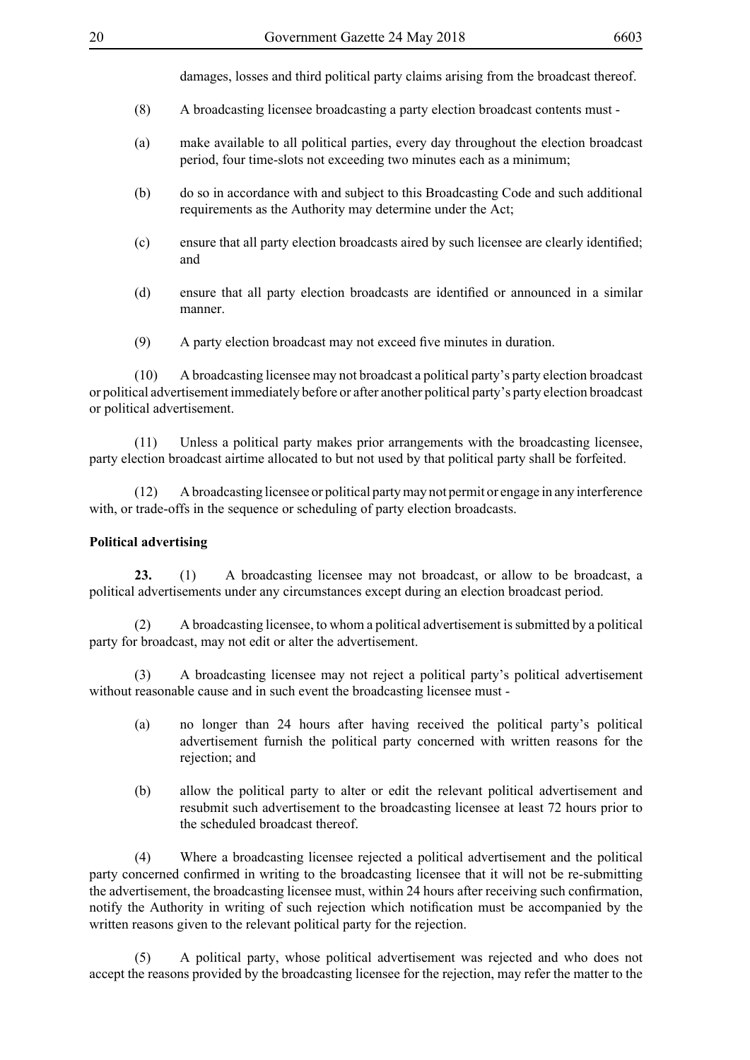damages, losses and third political party claims arising from the broadcast thereof.

(8) A broadcasting licensee broadcasting a party election broadcast contents must -

(a) make available to all political parties, every day throughout the election broadcast period, four time-slots not exceeding two minutes each as a minimum;

(b) do so in accordance with and subject to this Broadcasting Code and such additional requirements as the Authority may determine under the Act;

(c) ensure that all party election broadcasts aired by such licensee are clearly identified; and

(d) ensure that all party election broadcasts are identified or announced in a similar manner.

(9) A party election broadcast may not exceed five minutes in duration.

(10) A broadcasting licensee may not broadcast a political party's party election broadcast or political advertisement immediately before or after another political party's party election broadcast or political advertisement.

(11) Unless a political party makes prior arrangements with the broadcasting licensee, party election broadcast airtime allocated to but not used by that political party shall be forfeited.

(12) A broadcasting licensee or political party may not permit or engage in any interference with, or trade-offs in the sequence or scheduling of party election broadcasts.

**Political advertising**

**23.** (1) A broadcasting licensee may not broadcast, or allow to be broadcast, a political advertisements under any circumstances except during an election broadcast period.

(2) A broadcasting licensee, to whom a political advertisement is submitted by a political party for broadcast, may not edit or alter the advertisement.

(3) A broadcasting licensee may not reject a political party's political advertisement without reasonable cause and in such event the broadcasting licensee must -

(a) no longer than 24 hours after having received the political party's political advertisement furnish the political party concerned with written reasons for the rejection; and

(b) allow the political party to alter or edit the relevant political advertisement and resubmit such advertisement to the broadcasting licensee at least 72 hours prior to the scheduled broadcast thereof.

(4) Where a broadcasting licensee rejected a political advertisement and the political party concerned confirmed in writing to the broadcasting licensee that it will not be re-submitting the advertisement, the broadcasting licensee must, within 24 hours after receiving such confirmation, notify the Authority in writing of such rejection which notification must be accompanied by the written reasons given to the relevant political party for the rejection.

(5) A political party, whose political advertisement was rejected and who does not accept the reasons provided by the broadcasting licensee for the rejection, may refer the matter to the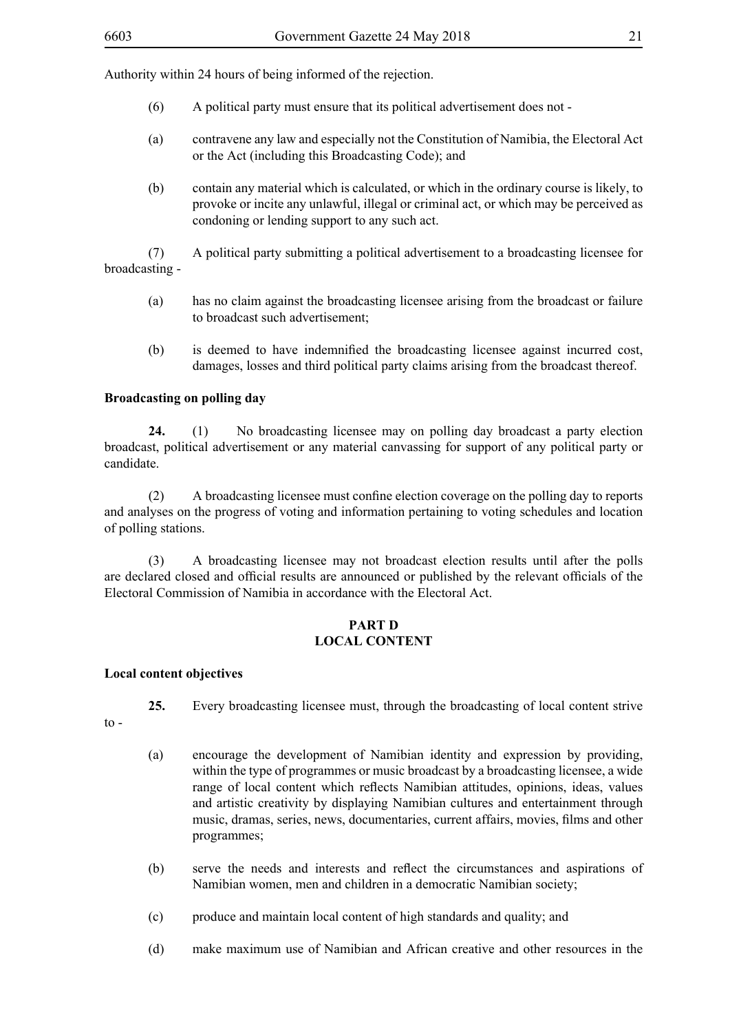Authority within 24 hours of being informed of the rejection.

(6) A political party must ensure that its political advertisement does not -

(a) contravene any law and especially not the Constitution of Namibia, the Electoral Act or the Act (including this Broadcasting Code); and

(b) contain any material which is calculated, or which in the ordinary course is likely, to provoke or incite any unlawful, illegal or criminal act, or which may be perceived as condoning or lending support to any such act.

(7) A political party submitting a political advertisement to a broadcasting licensee for broadcasting -

(a) has no claim against the broadcasting licensee arising from the broadcast or failure to broadcast such advertisement;

(b) is deemed to have indemnified the broadcasting licensee against incurred cost, damages, losses and third political party claims arising from the broadcast thereof.

**Broadcasting on polling day**

**24.** (1) No broadcasting licensee may on polling day broadcast a party election broadcast, political advertisement or any material canvassing for support of any political party or candidate.

(2) A broadcasting licensee must confine election coverage on the polling day to reports and analyses on the progress of voting and information pertaining to voting schedules and location of polling stations.

(3) A broadcasting licensee may not broadcast election results until after the polls are declared closed and official results are announced or published by the relevant officials of the Electoral Commission of Namibia in accordance with the Electoral Act.

## PART D
## LOCAL CONTENT

**Local content objectives**

**25.** Every broadcasting licensee must, through the broadcasting of local content strive to -

(a) encourage the development of Namibian identity and expression by providing, within the type of programmes or music broadcast by a broadcasting licensee, a wide range of local content which reflects Namibian attitudes, opinions, ideas, values and artistic creativity by displaying Namibian cultures and entertainment through music, dramas, series, news, documentaries, current affairs, movies, films and other programmes;

(b) serve the needs and interests and reflect the circumstances and aspirations of Namibian women, men and children in a democratic Namibian society;

(c) produce and maintain local content of high standards and quality; and

(d) make maximum use of Namibian and African creative and other resources in the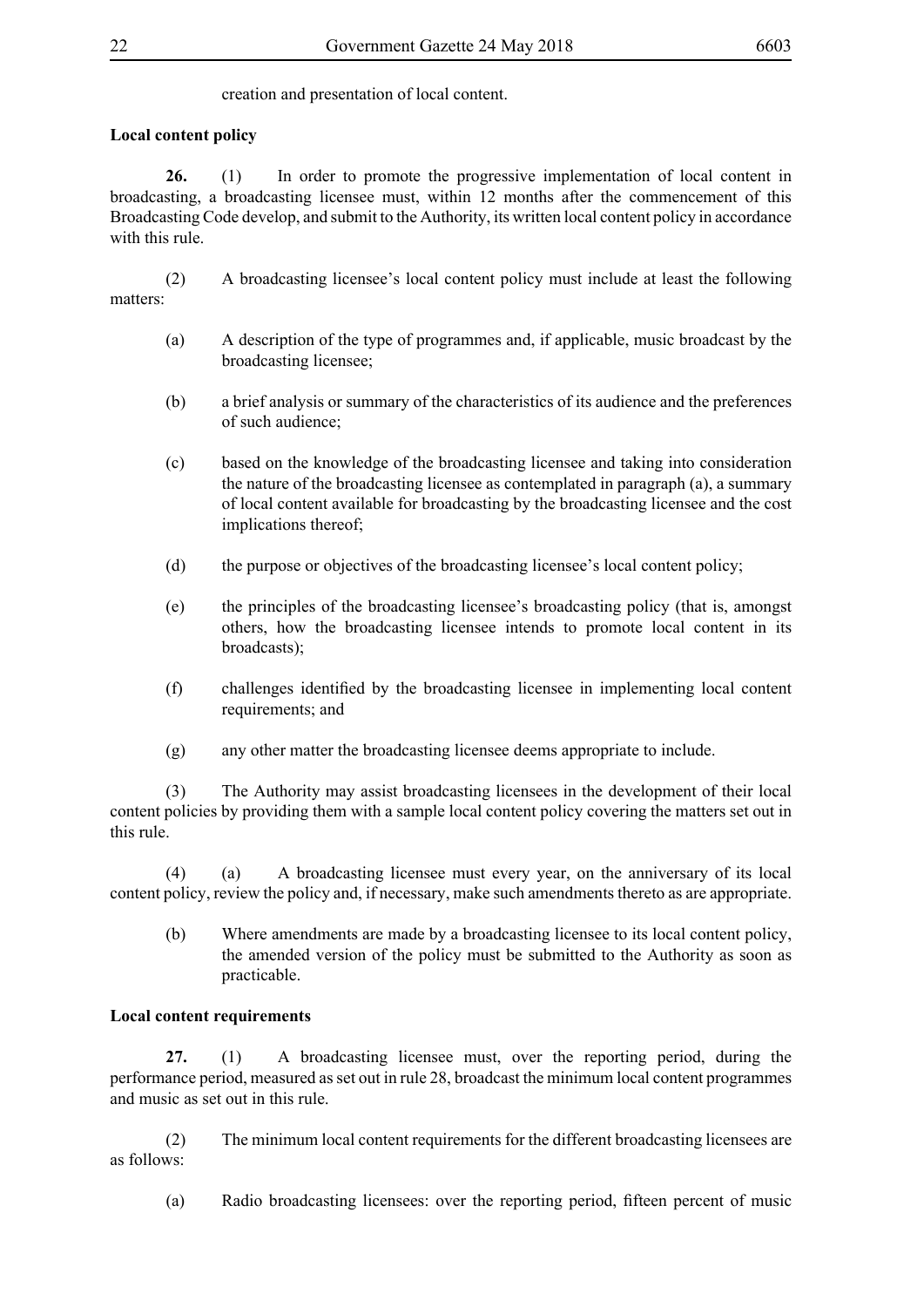creation and presentation of local content.

**Local content policy**

**26.** (1) In order to promote the progressive implementation of local content in broadcasting, a broadcasting licensee must, within 12 months after the commencement of this Broadcasting Code develop, and submit to the Authority, its written local content policy in accordance with this rule.

(2) A broadcasting licensee's local content policy must include at least the following matters:

(a) A description of the type of programmes and, if applicable, music broadcast by the broadcasting licensee;

(b) a brief analysis or summary of the characteristics of its audience and the preferences of such audience;

(c) based on the knowledge of the broadcasting licensee and taking into consideration the nature of the broadcasting licensee as contemplated in paragraph (a), a summary of local content available for broadcasting by the broadcasting licensee and the cost implications thereof;

(d) the purpose or objectives of the broadcasting licensee's local content policy;

(e) the principles of the broadcasting licensee's broadcasting policy (that is, amongst others, how the broadcasting licensee intends to promote local content in its broadcasts);

(f) challenges identified by the broadcasting licensee in implementing local content requirements; and

(g) any other matter the broadcasting licensee deems appropriate to include.

(3) The Authority may assist broadcasting licensees in the development of their local content policies by providing them with a sample local content policy covering the matters set out in this rule.

(4) (a) A broadcasting licensee must every year, on the anniversary of its local content policy, review the policy and, if necessary, make such amendments thereto as are appropriate.

(b) Where amendments are made by a broadcasting licensee to its local content policy, the amended version of the policy must be submitted to the Authority as soon as practicable.

**Local content requirements**

**27.** (1) A broadcasting licensee must, over the reporting period, during the performance period, measured as set out in rule 28, broadcast the minimum local content programmes and music as set out in this rule.

(2) The minimum local content requirements for the different broadcasting licensees are as follows:

(a) Radio broadcasting licensees: over the reporting period, fifteen percent of music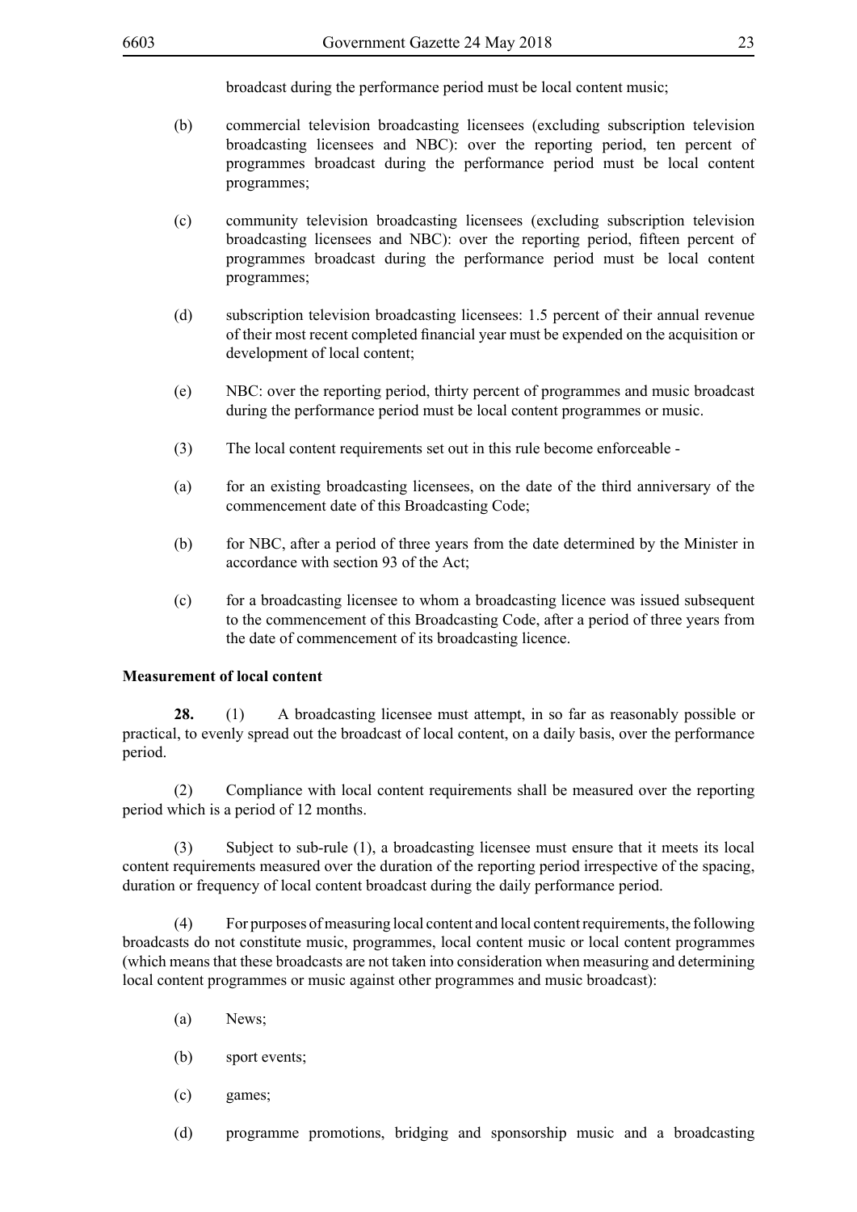broadcast during the performance period must be local content music;

(b) commercial television broadcasting licensees (excluding subscription television broadcasting licensees and NBC): over the reporting period, ten percent of programmes broadcast during the performance period must be local content programmes;

(c) community television broadcasting licensees (excluding subscription television broadcasting licensees and NBC): over the reporting period, fifteen percent of programmes broadcast during the performance period must be local content programmes;

(d) subscription television broadcasting licensees: 1.5 percent of their annual revenue of their most recent completed financial year must be expended on the acquisition or development of local content;

(e) NBC: over the reporting period, thirty percent of programmes and music broadcast during the performance period must be local content programmes or music.

(3) The local content requirements set out in this rule become enforceable -

(a) for an existing broadcasting licensees, on the date of the third anniversary of the commencement date of this Broadcasting Code;

(b) for NBC, after a period of three years from the date determined by the Minister in accordance with section 93 of the Act;

(c) for a broadcasting licensee to whom a broadcasting licence was issued subsequent to the commencement of this Broadcasting Code, after a period of three years from the date of commencement of its broadcasting licence.

**Measurement of local content**

**28.** (1) A broadcasting licensee must attempt, in so far as reasonably possible or practical, to evenly spread out the broadcast of local content, on a daily basis, over the performance period.

(2) Compliance with local content requirements shall be measured over the reporting period which is a period of 12 months.

(3) Subject to sub-rule (1), a broadcasting licensee must ensure that it meets its local content requirements measured over the duration of the reporting period irrespective of the spacing, duration or frequency of local content broadcast during the daily performance period.

(4) For purposes of measuring local content and local content requirements, the following broadcasts do not constitute music, programmes, local content music or local content programmes (which means that these broadcasts are not taken into consideration when measuring and determining local content programmes or music against other programmes and music broadcast):

(a) News;

(b) sport events;

(c) games;

(d) programme promotions, bridging and sponsorship music and a broadcasting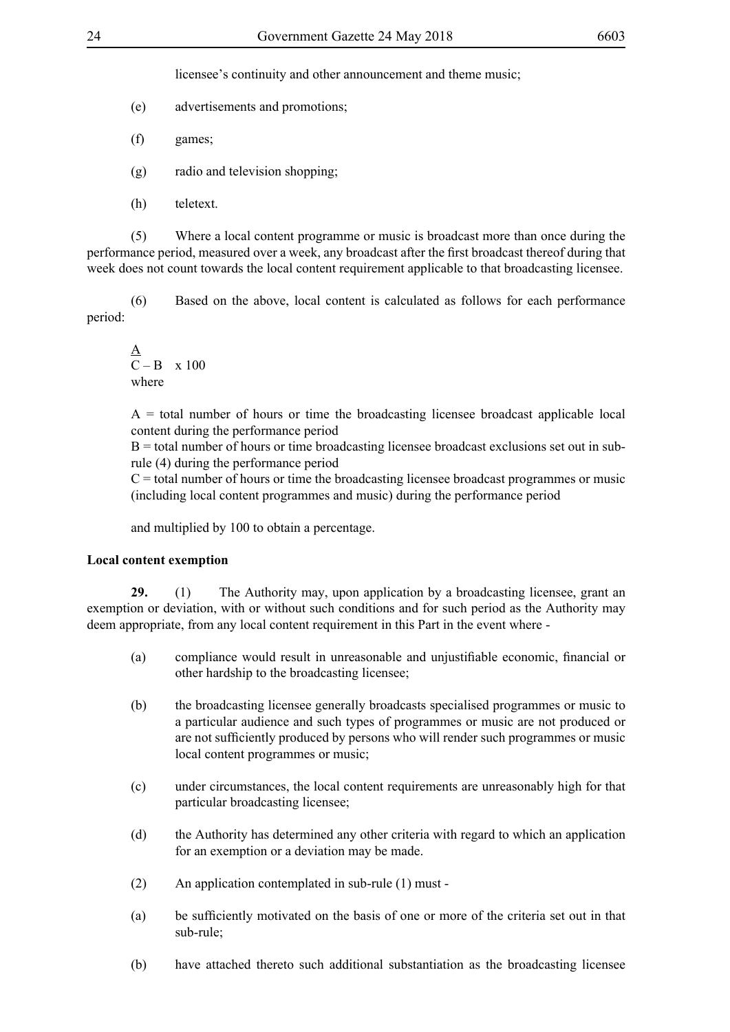licensee's continuity and other announcement and theme music;

(e) advertisements and promotions;

(f) games;

(g) radio and television shopping;

(h) teletext.

(5) Where a local content programme or music is broadcast more than once during the performance period, measured over a week, any broadcast after the first broadcast thereof during that week does not count towards the local content requirement applicable to that broadcasting licensee.

(6) Based on the above, local content is calculated as follows for each performance period:

$$\frac{A}{C - B} \times 100$$

where

A = total number of hours or time the broadcasting licensee broadcast applicable local content during the performance period
B = total number of hours or time broadcasting licensee broadcast exclusions set out in sub-rule (4) during the performance period
C = total number of hours or time the broadcasting licensee broadcast programmes or music (including local content programmes and music) during the performance period

and multiplied by 100 to obtain a percentage.

**Local content exemption**

**29.** (1) The Authority may, upon application by a broadcasting licensee, grant an exemption or deviation, with or without such conditions and for such period as the Authority may deem appropriate, from any local content requirement in this Part in the event where -

(a) compliance would result in unreasonable and unjustifiable economic, financial or other hardship to the broadcasting licensee;

(b) the broadcasting licensee generally broadcasts specialised programmes or music to a particular audience and such types of programmes or music are not produced or are not sufficiently produced by persons who will render such programmes or music local content programmes or music;

(c) under circumstances, the local content requirements are unreasonably high for that particular broadcasting licensee;

(d) the Authority has determined any other criteria with regard to which an application for an exemption or a deviation may be made.

(2) An application contemplated in sub-rule (1) must -

(a) be sufficiently motivated on the basis of one or more of the criteria set out in that sub-rule;

(b) have attached thereto such additional substantiation as the broadcasting licensee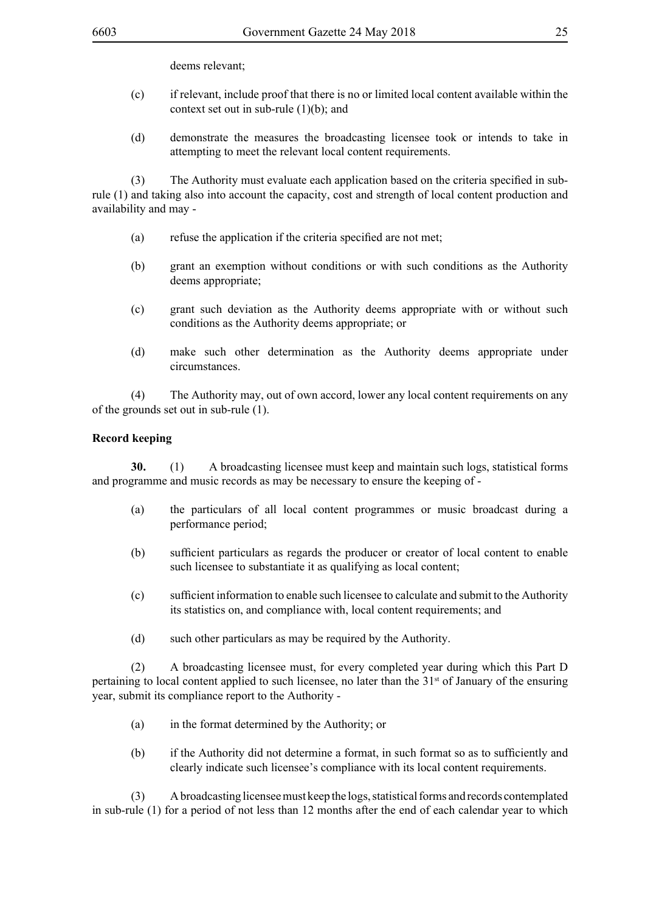deems relevant;

(c) if relevant, include proof that there is no or limited local content available within the context set out in sub-rule (1)(b); and

(d) demonstrate the measures the broadcasting licensee took or intends to take in attempting to meet the relevant local content requirements.

(3) The Authority must evaluate each application based on the criteria specified in sub-rule (1) and taking also into account the capacity, cost and strength of local content production and availability and may -

(a) refuse the application if the criteria specified are not met;

(b) grant an exemption without conditions or with such conditions as the Authority deems appropriate;

(c) grant such deviation as the Authority deems appropriate with or without such conditions as the Authority deems appropriate; or

(d) make such other determination as the Authority deems appropriate under circumstances.

(4) The Authority may, out of own accord, lower any local content requirements on any of the grounds set out in sub-rule (1).

**Record keeping**

**30.** (1) A broadcasting licensee must keep and maintain such logs, statistical forms and programme and music records as may be necessary to ensure the keeping of -

(a) the particulars of all local content programmes or music broadcast during a performance period;

(b) sufficient particulars as regards the producer or creator of local content to enable such licensee to substantiate it as qualifying as local content;

(c) sufficient information to enable such licensee to calculate and submit to the Authority its statistics on, and compliance with, local content requirements; and

(d) such other particulars as may be required by the Authority.

(2) A broadcasting licensee must, for every completed year during which this Part D pertaining to local content applied to such licensee, no later than the 31st of January of the ensuring year, submit its compliance report to the Authority -

(a) in the format determined by the Authority; or

(b) if the Authority did not determine a format, in such format so as to sufficiently and clearly indicate such licensee's compliance with its local content requirements.

(3) A broadcasting licensee must keep the logs, statistical forms and records contemplated in sub-rule (1) for a period of not less than 12 months after the end of each calendar year to which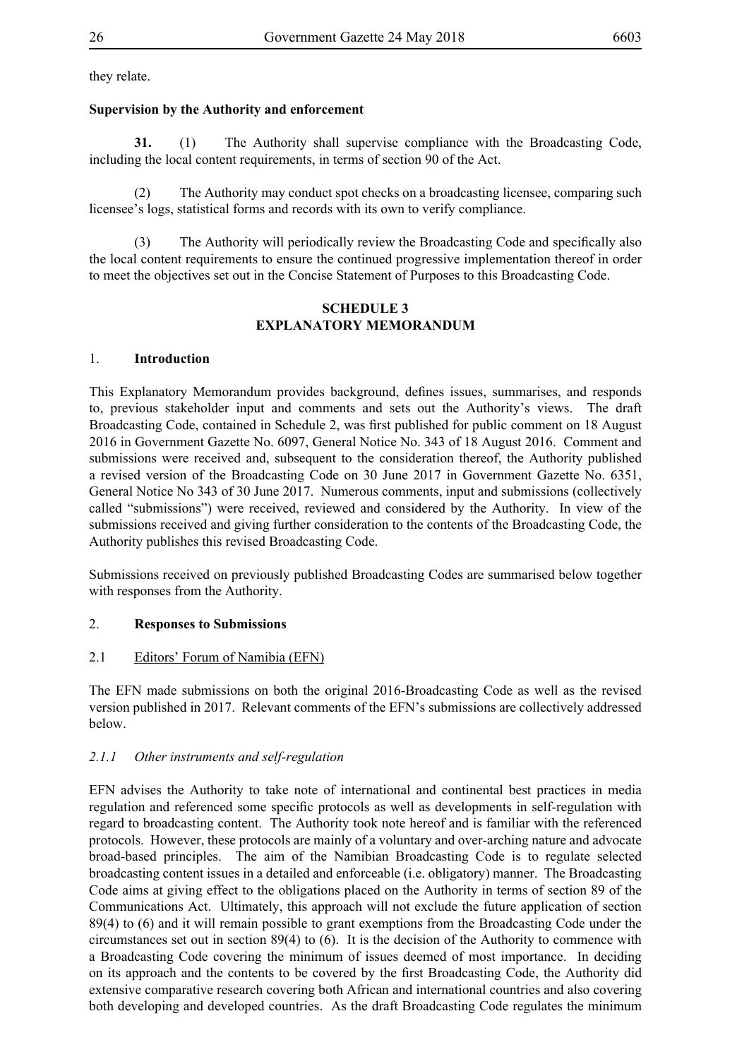they relate.

**Supervision by the Authority and enforcement**

**31.** (1) The Authority shall supervise compliance with the Broadcasting Code, including the local content requirements, in terms of section 90 of the Act.

(2) The Authority may conduct spot checks on a broadcasting licensee, comparing such licensee's logs, statistical forms and records with its own to verify compliance.

(3) The Authority will periodically review the Broadcasting Code and specifically also the local content requirements to ensure the continued progressive implementation thereof in order to meet the objectives set out in the Concise Statement of Purposes to this Broadcasting Code.

## SCHEDULE 3
## EXPLANATORY MEMORANDUM

1. **Introduction**

This Explanatory Memorandum provides background, defines issues, summarises, and responds to, previous stakeholder input and comments and sets out the Authority's views. The draft Broadcasting Code, contained in Schedule 2, was first published for public comment on 18 August 2016 in Government Gazette No. 6097, General Notice No. 343 of 18 August 2016. Comment and submissions were received and, subsequent to the consideration thereof, the Authority published a revised version of the Broadcasting Code on 30 June 2017 in Government Gazette No. 6351, General Notice No 343 of 30 June 2017. Numerous comments, input and submissions (collectively called "submissions") were received, reviewed and considered by the Authority. In view of the submissions received and giving further consideration to the contents of the Broadcasting Code, the Authority publishes this revised Broadcasting Code.

Submissions received on previously published Broadcasting Codes are summarised below together with responses from the Authority.

2. **Responses to Submissions**

2.1 Editors' Forum of Namibia (EFN)

The EFN made submissions on both the original 2016-Broadcasting Code as well as the revised version published in 2017. Relevant comments of the EFN's submissions are collectively addressed below.

*2.1.1 Other instruments and self-regulation*

EFN advises the Authority to take note of international and continental best practices in media regulation and referenced some specific protocols as well as developments in self-regulation with regard to broadcasting content. The Authority took note hereof and is familiar with the referenced protocols. However, these protocols are mainly of a voluntary and over-arching nature and advocate broad-based principles. The aim of the Namibian Broadcasting Code is to regulate selected broadcasting content issues in a detailed and enforceable (i.e. obligatory) manner. The Broadcasting Code aims at giving effect to the obligations placed on the Authority in terms of section 89 of the Communications Act. Ultimately, this approach will not exclude the future application of section 89(4) to (6) and it will remain possible to grant exemptions from the Broadcasting Code under the circumstances set out in section 89(4) to (6). It is the decision of the Authority to commence with a Broadcasting Code covering the minimum of issues deemed of most importance. In deciding on its approach and the contents to be covered by the first Broadcasting Code, the Authority did extensive comparative research covering both African and international countries and also covering both developing and developed countries. As the draft Broadcasting Code regulates the minimum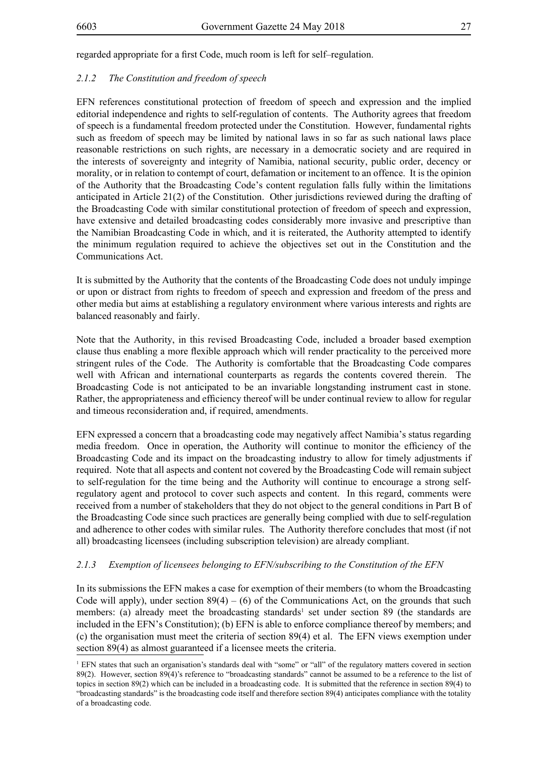regarded appropriate for a first Code, much room is left for self–regulation.

### *2.1.2 The Constitution and freedom of speech*

EFN references constitutional protection of freedom of speech and expression and the implied editorial independence and rights to self-regulation of contents. The Authority agrees that freedom of speech is a fundamental freedom protected under the Constitution. However, fundamental rights such as freedom of speech may be limited by national laws in so far as such national laws place reasonable restrictions on such rights, are necessary in a democratic society and are required in the interests of sovereignty and integrity of Namibia, national security, public order, decency or morality, or in relation to contempt of court, defamation or incitement to an offence. It is the opinion of the Authority that the Broadcasting Code's content regulation falls fully within the limitations anticipated in Article 21(2) of the Constitution. Other jurisdictions reviewed during the drafting of the Broadcasting Code with similar constitutional protection of freedom of speech and expression, have extensive and detailed broadcasting codes considerably more invasive and prescriptive than the Namibian Broadcasting Code in which, and it is reiterated, the Authority attempted to identify the minimum regulation required to achieve the objectives set out in the Constitution and the Communications Act.

It is submitted by the Authority that the contents of the Broadcasting Code does not unduly impinge or upon or distract from rights to freedom of speech and expression and freedom of the press and other media but aims at establishing a regulatory environment where various interests and rights are balanced reasonably and fairly.

Note that the Authority, in this revised Broadcasting Code, included a broader based exemption clause thus enabling a more flexible approach which will render practicality to the perceived more stringent rules of the Code. The Authority is comfortable that the Broadcasting Code compares well with African and international counterparts as regards the contents covered therein. The Broadcasting Code is not anticipated to be an invariable longstanding instrument cast in stone. Rather, the appropriateness and efficiency thereof will be under continual review to allow for regular and timeous reconsideration and, if required, amendments.

EFN expressed a concern that a broadcasting code may negatively affect Namibia's status regarding media freedom. Once in operation, the Authority will continue to monitor the efficiency of the Broadcasting Code and its impact on the broadcasting industry to allow for timely adjustments if required. Note that all aspects and content not covered by the Broadcasting Code will remain subject to self-regulation for the time being and the Authority will continue to encourage a strong self-regulatory agent and protocol to cover such aspects and content. In this regard, comments were received from a number of stakeholders that they do not object to the general conditions in Part B of the Broadcasting Code since such practices are generally being complied with due to self-regulation and adherence to other codes with similar rules. The Authority therefore concludes that most (if not all) broadcasting licensees (including subscription television) are already compliant.

### *2.1.3 Exemption of licensees belonging to EFN/subscribing to the Constitution of the EFN*

In its submissions the EFN makes a case for exemption of their members (to whom the Broadcasting Code will apply), under section 89(4) – (6) of the Communications Act, on the grounds that such members: (a) already meet the broadcasting standards[1] set under section 89 (the standards are included in the EFN's Constitution); (b) EFN is able to enforce compliance thereof by members; and (c) the organisation must meet the criteria of section 89(4) et al. The EFN views exemption under section 89(4) as almost guaranteed if a licensee meets the criteria.

[1] EFN states that such an organisation's standards deal with "some" or "all" of the regulatory matters covered in section 89(2). However, section 89(4)'s reference to "broadcasting standards" cannot be assumed to be a reference to the list of topics in section 89(2) which can be included in a broadcasting code. It is submitted that the reference in section 89(4) to "broadcasting standards" is the broadcasting code itself and therefore section 89(4) anticipates compliance with the totality of a broadcasting code.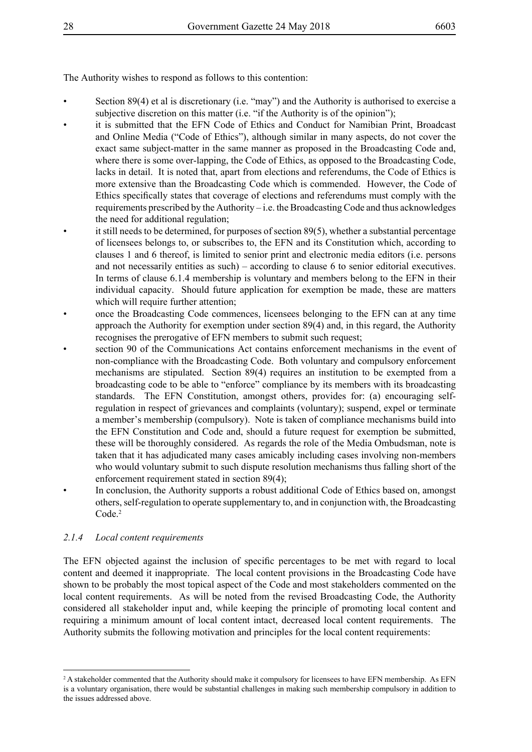The Authority wishes to respond as follows to this contention:

- Section 89(4) et al is discretionary (i.e. "may") and the Authority is authorised to exercise a subjective discretion on this matter (i.e. "if the Authority is of the opinion");
- it is submitted that the EFN Code of Ethics and Conduct for Namibian Print, Broadcast and Online Media ("Code of Ethics"), although similar in many aspects, do not cover the exact same subject-matter in the same manner as proposed in the Broadcasting Code and, where there is some over-lapping, the Code of Ethics, as opposed to the Broadcasting Code, lacks in detail. It is noted that, apart from elections and referendums, the Code of Ethics is more extensive than the Broadcasting Code which is commended. However, the Code of Ethics specifically states that coverage of elections and referendums must comply with the requirements prescribed by the Authority – i.e. the Broadcasting Code and thus acknowledges the need for additional regulation;
- it still needs to be determined, for purposes of section 89(5), whether a substantial percentage of licensees belongs to, or subscribes to, the EFN and its Constitution which, according to clauses 1 and 6 thereof, is limited to senior print and electronic media editors (i.e. persons and not necessarily entities as such) – according to clause 6 to senior editorial executives. In terms of clause 6.1.4 membership is voluntary and members belong to the EFN in their individual capacity. Should future application for exemption be made, these are matters which will require further attention;
- once the Broadcasting Code commences, licensees belonging to the EFN can at any time approach the Authority for exemption under section 89(4) and, in this regard, the Authority recognises the prerogative of EFN members to submit such request;
- section 90 of the Communications Act contains enforcement mechanisms in the event of non-compliance with the Broadcasting Code. Both voluntary and compulsory enforcement mechanisms are stipulated. Section 89(4) requires an institution to be exempted from a broadcasting code to be able to "enforce" compliance by its members with its broadcasting standards. The EFN Constitution, amongst others, provides for: (a) encouraging self-regulation in respect of grievances and complaints (voluntary); suspend, expel or terminate a member's membership (compulsory). Note is taken of compliance mechanisms build into the EFN Constitution and Code and, should a future request for exemption be submitted, these will be thoroughly considered. As regards the role of the Media Ombudsman, note is taken that it has adjudicated many cases amicably including cases involving non-members who would voluntary submit to such dispute resolution mechanisms thus falling short of the enforcement requirement stated in section 89(4);
- In conclusion, the Authority supports a robust additional Code of Ethics based on, amongst others, self-regulation to operate supplementary to, and in conjunction with, the Broadcasting Code.[2]

### *2.1.4 Local content requirements*

The EFN objected against the inclusion of specific percentages to be met with regard to local content and deemed it inappropriate. The local content provisions in the Broadcasting Code have shown to be probably the most topical aspect of the Code and most stakeholders commented on the local content requirements. As will be noted from the revised Broadcasting Code, the Authority considered all stakeholder input and, while keeping the principle of promoting local content and requiring a minimum amount of local content intact, decreased local content requirements. The Authority submits the following motivation and principles for the local content requirements:

[2] A stakeholder commented that the Authority should make it compulsory for licensees to have EFN membership. As EFN is a voluntary organisation, there would be substantial challenges in making such membership compulsory in addition to the issues addressed above.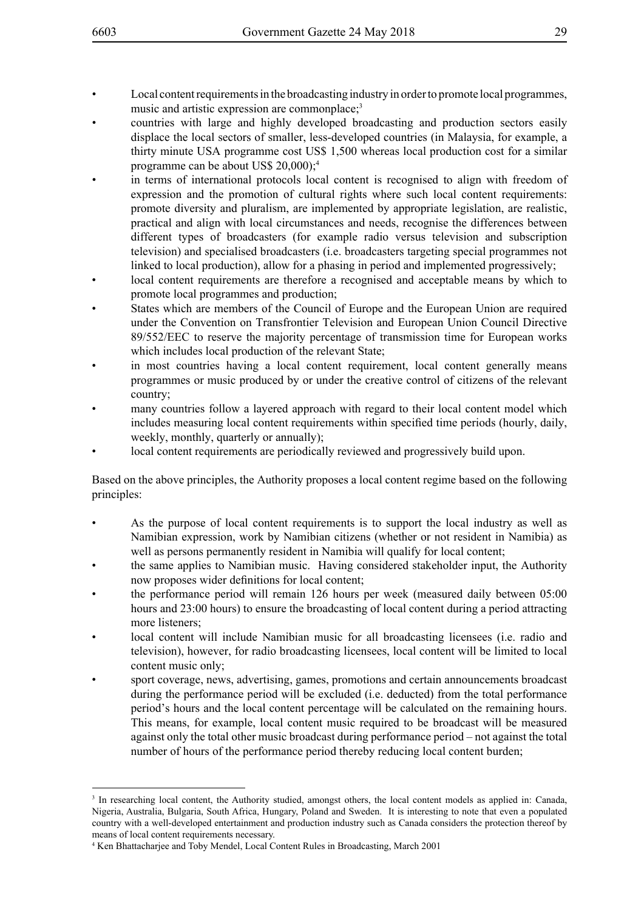- Local content requirements in the broadcasting industry in order to promote local programmes, music and artistic expression are commonplace;[3]
- countries with large and highly developed broadcasting and production sectors easily displace the local sectors of smaller, less-developed countries (in Malaysia, for example, a thirty minute USA programme cost US$ 1,500 whereas local production cost for a similar programme can be about US$ 20,000);[4]
- in terms of international protocols local content is recognised to align with freedom of expression and the promotion of cultural rights where such local content requirements: promote diversity and pluralism, are implemented by appropriate legislation, are realistic, practical and align with local circumstances and needs, recognise the differences between different types of broadcasters (for example radio versus television and subscription television) and specialised broadcasters (i.e. broadcasters targeting special programmes not linked to local production), allow for a phasing in period and implemented progressively;
- local content requirements are therefore a recognised and acceptable means by which to promote local programmes and production;
- States which are members of the Council of Europe and the European Union are required under the Convention on Transfrontier Television and European Union Council Directive 89/552/EEC to reserve the majority percentage of transmission time for European works which includes local production of the relevant State;
- in most countries having a local content requirement, local content generally means programmes or music produced by or under the creative control of citizens of the relevant country;
- many countries follow a layered approach with regard to their local content model which includes measuring local content requirements within specified time periods (hourly, daily, weekly, monthly, quarterly or annually);
- local content requirements are periodically reviewed and progressively build upon.

Based on the above principles, the Authority proposes a local content regime based on the following principles:

- As the purpose of local content requirements is to support the local industry as well as Namibian expression, work by Namibian citizens (whether or not resident in Namibia) as well as persons permanently resident in Namibia will qualify for local content;
- the same applies to Namibian music. Having considered stakeholder input, the Authority now proposes wider definitions for local content;
- the performance period will remain 126 hours per week (measured daily between 05:00 hours and 23:00 hours) to ensure the broadcasting of local content during a period attracting more listeners;
- local content will include Namibian music for all broadcasting licensees (i.e. radio and television), however, for radio broadcasting licensees, local content will be limited to local content music only;
- sport coverage, news, advertising, games, promotions and certain announcements broadcast during the performance period will be excluded (i.e. deducted) from the total performance period's hours and the local content percentage will be calculated on the remaining hours. This means, for example, local content music required to be broadcast will be measured against only the total other music broadcast during performance period – not against the total number of hours of the performance period thereby reducing local content burden;

---

[3] In researching local content, the Authority studied, amongst others, the local content models as applied in: Canada, Nigeria, Australia, Bulgaria, South Africa, Hungary, Poland and Sweden. It is interesting to note that even a populated country with a well-developed entertainment and production industry such as Canada considers the protection thereof by means of local content requirements necessary.

[4] Ken Bhattacharjee and Toby Mendel, Local Content Rules in Broadcasting, March 2001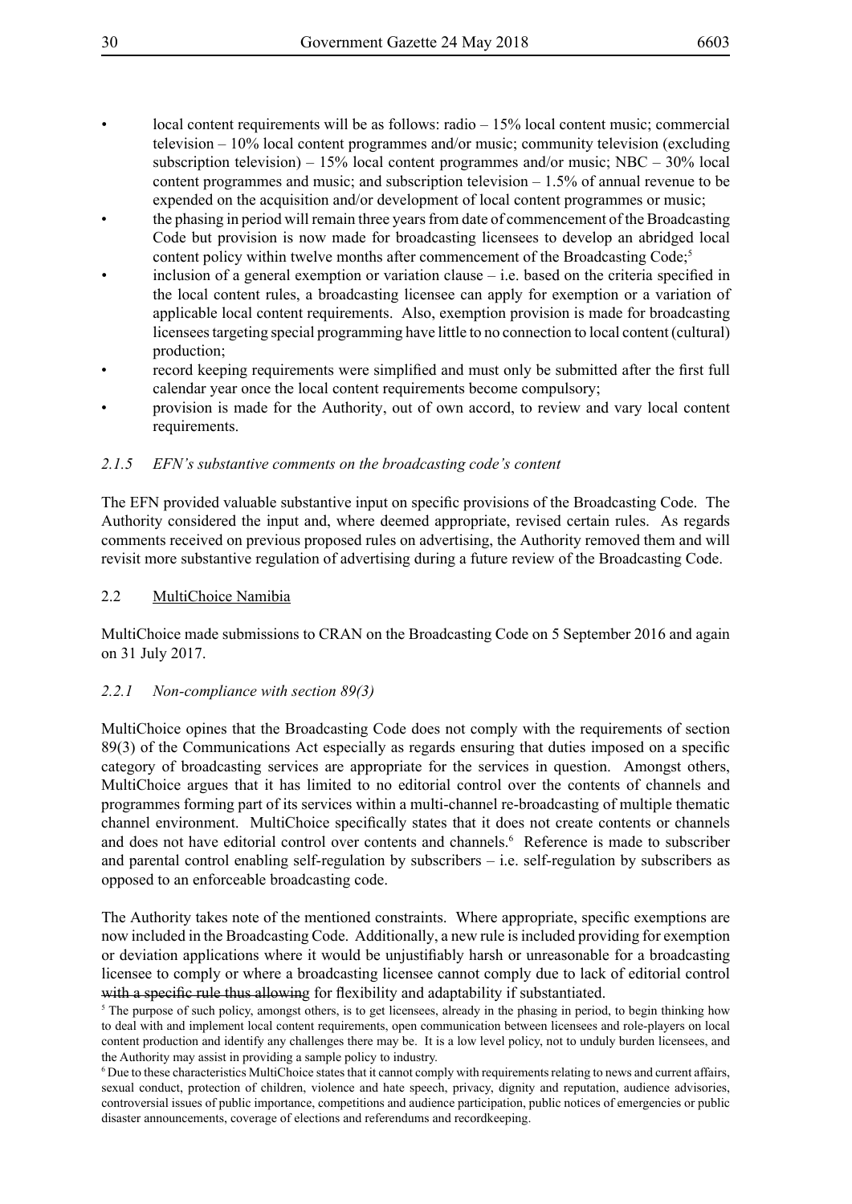- local content requirements will be as follows: radio – 15% local content music; commercial television – 10% local content programmes and/or music; community television (excluding subscription television) – 15% local content programmes and/or music; NBC – 30% local content programmes and music; and subscription television – 1.5% of annual revenue to be expended on the acquisition and/or development of local content programmes or music;
- the phasing in period will remain three years from date of commencement of the Broadcasting Code but provision is now made for broadcasting licensees to develop an abridged local content policy within twelve months after commencement of the Broadcasting Code;[5]
- inclusion of a general exemption or variation clause – i.e. based on the criteria specified in the local content rules, a broadcasting licensee can apply for exemption or a variation of applicable local content requirements. Also, exemption provision is made for broadcasting licensees targeting special programming have little to no connection to local content (cultural) production;
- record keeping requirements were simplified and must only be submitted after the first full calendar year once the local content requirements become compulsory;
- provision is made for the Authority, out of own accord, to review and vary local content requirements.

### *2.1.5 EFN's substantive comments on the broadcasting code's content*

The EFN provided valuable substantive input on specific provisions of the Broadcasting Code. The Authority considered the input and, where deemed appropriate, revised certain rules. As regards comments received on previous proposed rules on advertising, the Authority removed them and will revisit more substantive regulation of advertising during a future review of the Broadcasting Code.

## 2.2 MultiChoice Namibia

MultiChoice made submissions to CRAN on the Broadcasting Code on 5 September 2016 and again on 31 July 2017.

### *2.2.1 Non-compliance with section 89(3)*

MultiChoice opines that the Broadcasting Code does not comply with the requirements of section 89(3) of the Communications Act especially as regards ensuring that duties imposed on a specific category of broadcasting services are appropriate for the services in question. Amongst others, MultiChoice argues that it has limited to no editorial control over the contents of channels and programmes forming part of its services within a multi-channel re-broadcasting of multiple thematic channel environment. MultiChoice specifically states that it does not create contents or channels and does not have editorial control over contents and channels.[6] Reference is made to subscriber and parental control enabling self-regulation by subscribers – i.e. self-regulation by subscribers as opposed to an enforceable broadcasting code.

The Authority takes note of the mentioned constraints. Where appropriate, specific exemptions are now included in the Broadcasting Code. Additionally, a new rule is included providing for exemption or deviation applications where it would be unjustifiably harsh or unreasonable for a broadcasting licensee to comply or where a broadcasting licensee cannot comply due to lack of editorial control ~~with a specific rule thus allowing~~ for flexibility and adaptability if substantiated.

[5] The purpose of such policy, amongst others, is to get licensees, already in the phasing in period, to begin thinking how to deal with and implement local content requirements, open communication between licensees and role-players on local content production and identify any challenges there may be. It is a low level policy, not to unduly burden licensees, and the Authority may assist in providing a sample policy to industry.

[6] Due to these characteristics MultiChoice states that it cannot comply with requirements relating to news and current affairs, sexual conduct, protection of children, violence and hate speech, privacy, dignity and reputation, audience advisories, controversial issues of public importance, competitions and audience participation, public notices of emergencies or public disaster announcements, coverage of elections and referendums and recordkeeping.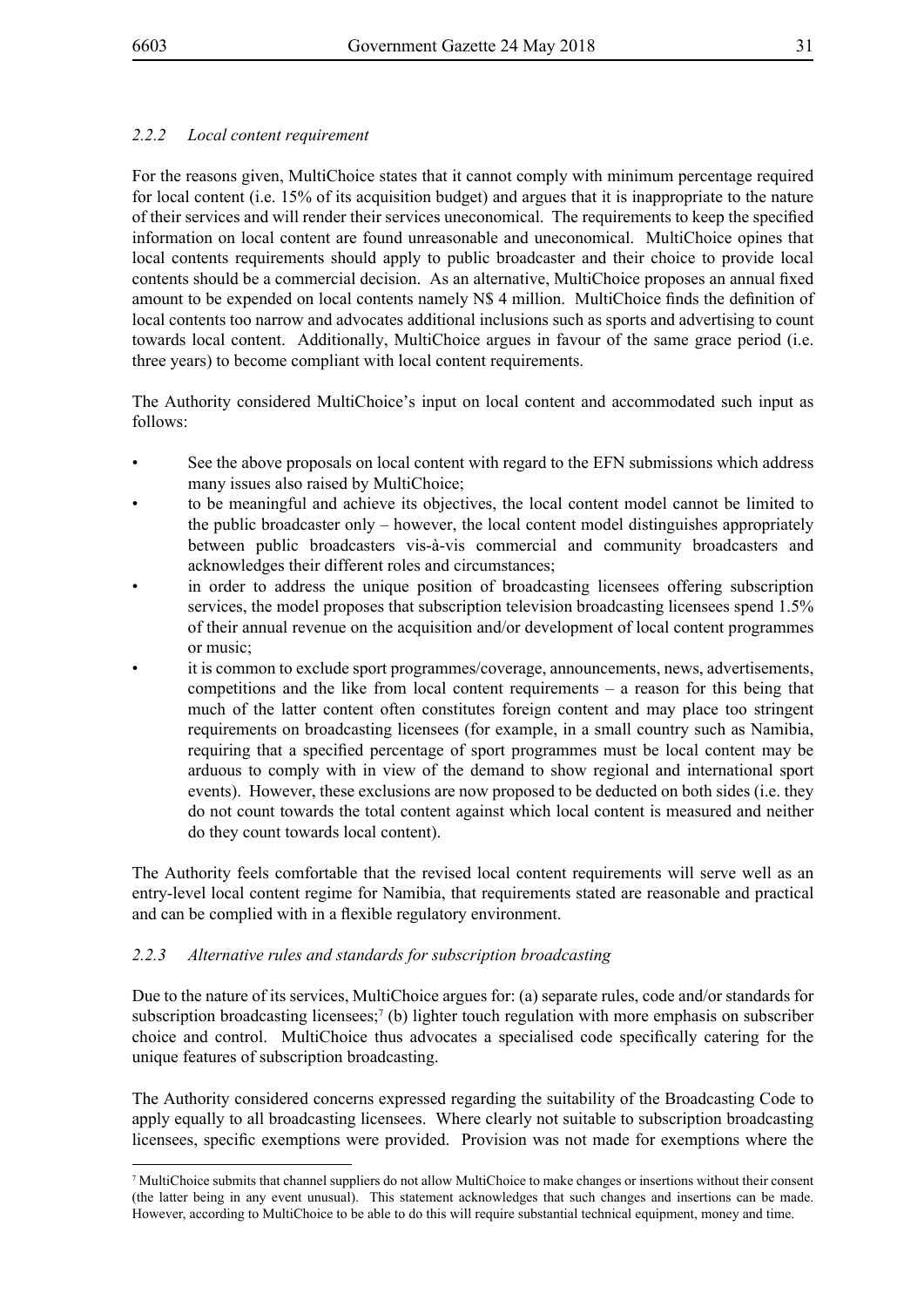### *2.2.2 Local content requirement*

For the reasons given, MultiChoice states that it cannot comply with minimum percentage required for local content (i.e. 15% of its acquisition budget) and argues that it is inappropriate to the nature of their services and will render their services uneconomical. The requirements to keep the specified information on local content are found unreasonable and uneconomical. MultiChoice opines that local contents requirements should apply to public broadcaster and their choice to provide local contents should be a commercial decision. As an alternative, MultiChoice proposes an annual fixed amount to be expended on local contents namely N$ 4 million. MultiChoice finds the definition of local contents too narrow and advocates additional inclusions such as sports and advertising to count towards local content. Additionally, MultiChoice argues in favour of the same grace period (i.e. three years) to become compliant with local content requirements.

The Authority considered MultiChoice's input on local content and accommodated such input as follows:

- See the above proposals on local content with regard to the EFN submissions which address many issues also raised by MultiChoice;
- to be meaningful and achieve its objectives, the local content model cannot be limited to the public broadcaster only – however, the local content model distinguishes appropriately between public broadcasters vis-à-vis commercial and community broadcasters and acknowledges their different roles and circumstances;
- in order to address the unique position of broadcasting licensees offering subscription services, the model proposes that subscription television broadcasting licensees spend 1.5% of their annual revenue on the acquisition and/or development of local content programmes or music;
- it is common to exclude sport programmes/coverage, announcements, news, advertisements, competitions and the like from local content requirements – a reason for this being that much of the latter content often constitutes foreign content and may place too stringent requirements on broadcasting licensees (for example, in a small country such as Namibia, requiring that a specified percentage of sport programmes must be local content may be arduous to comply with in view of the demand to show regional and international sport events). However, these exclusions are now proposed to be deducted on both sides (i.e. they do not count towards the total content against which local content is measured and neither do they count towards local content).

The Authority feels comfortable that the revised local content requirements will serve well as an entry-level local content regime for Namibia, that requirements stated are reasonable and practical and can be complied with in a flexible regulatory environment.

### *2.2.3 Alternative rules and standards for subscription broadcasting*

Due to the nature of its services, MultiChoice argues for: (a) separate rules, code and/or standards for subscription broadcasting licensees;[7] (b) lighter touch regulation with more emphasis on subscriber choice and control. MultiChoice thus advocates a specialised code specifically catering for the unique features of subscription broadcasting.

The Authority considered concerns expressed regarding the suitability of the Broadcasting Code to apply equally to all broadcasting licensees. Where clearly not suitable to subscription broadcasting licensees, specific exemptions were provided. Provision was not made for exemptions where the

---

[7] MultiChoice submits that channel suppliers do not allow MultiChoice to make changes or insertions without their consent (the latter being in any event unusual). This statement acknowledges that such changes and insertions can be made. However, according to MultiChoice to be able to do this will require substantial technical equipment, money and time.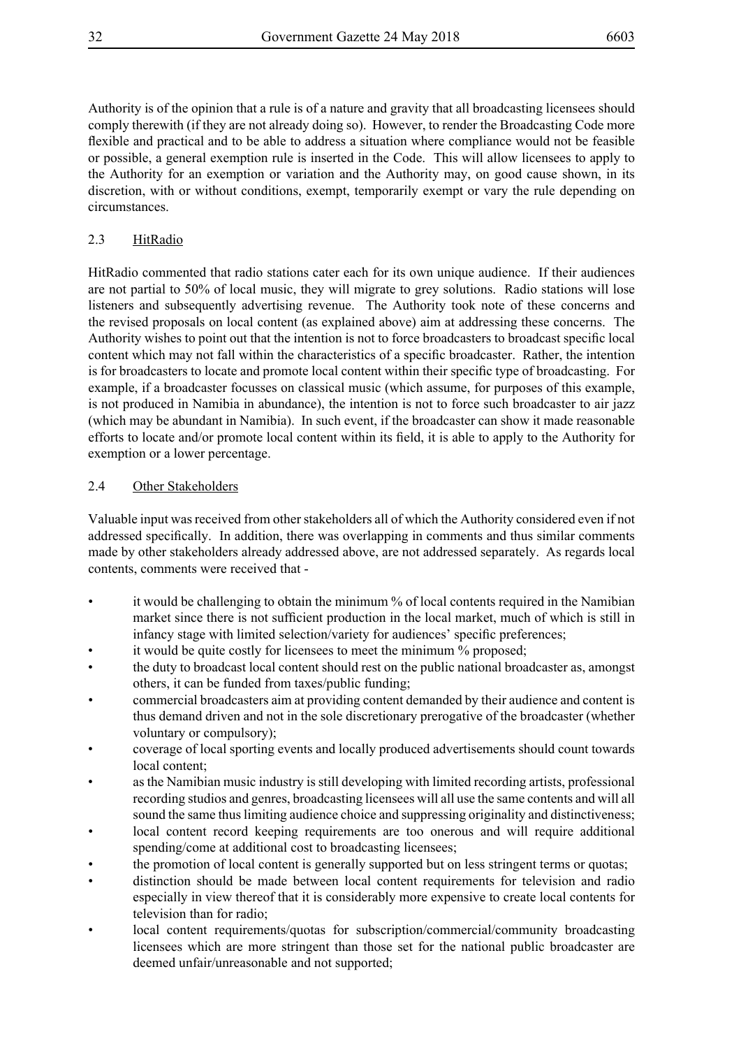Authority is of the opinion that a rule is of a nature and gravity that all broadcasting licensees should comply therewith (if they are not already doing so). However, to render the Broadcasting Code more flexible and practical and to be able to address a situation where compliance would not be feasible or possible, a general exemption rule is inserted in the Code. This will allow licensees to apply to the Authority for an exemption or variation and the Authority may, on good cause shown, in its discretion, with or without conditions, exempt, temporarily exempt or vary the rule depending on circumstances.

### 2.3 HitRadio

HitRadio commented that radio stations cater each for its own unique audience. If their audiences are not partial to 50% of local music, they will migrate to grey solutions. Radio stations will lose listeners and subsequently advertising revenue. The Authority took note of these concerns and the revised proposals on local content (as explained above) aim at addressing these concerns. The Authority wishes to point out that the intention is not to force broadcasters to broadcast specific local content which may not fall within the characteristics of a specific broadcaster. Rather, the intention is for broadcasters to locate and promote local content within their specific type of broadcasting. For example, if a broadcaster focusses on classical music (which assume, for purposes of this example, is not produced in Namibia in abundance), the intention is not to force such broadcaster to air jazz (which may be abundant in Namibia). In such event, if the broadcaster can show it made reasonable efforts to locate and/or promote local content within its field, it is able to apply to the Authority for exemption or a lower percentage.

### 2.4 Other Stakeholders

Valuable input was received from other stakeholders all of which the Authority considered even if not addressed specifically. In addition, there was overlapping in comments and thus similar comments made by other stakeholders already addressed above, are not addressed separately. As regards local contents, comments were received that -

- it would be challenging to obtain the minimum % of local contents required in the Namibian market since there is not sufficient production in the local market, much of which is still in infancy stage with limited selection/variety for audiences' specific preferences;
- it would be quite costly for licensees to meet the minimum % proposed;
- the duty to broadcast local content should rest on the public national broadcaster as, amongst others, it can be funded from taxes/public funding;
- commercial broadcasters aim at providing content demanded by their audience and content is thus demand driven and not in the sole discretionary prerogative of the broadcaster (whether voluntary or compulsory);
- coverage of local sporting events and locally produced advertisements should count towards local content;
- as the Namibian music industry is still developing with limited recording artists, professional recording studios and genres, broadcasting licensees will all use the same contents and will all sound the same thus limiting audience choice and suppressing originality and distinctiveness;
- local content record keeping requirements are too onerous and will require additional spending/come at additional cost to broadcasting licensees;
- the promotion of local content is generally supported but on less stringent terms or quotas;
- distinction should be made between local content requirements for television and radio especially in view thereof that it is considerably more expensive to create local contents for television than for radio;
- local content requirements/quotas for subscription/commercial/community broadcasting licensees which are more stringent than those set for the national public broadcaster are deemed unfair/unreasonable and not supported;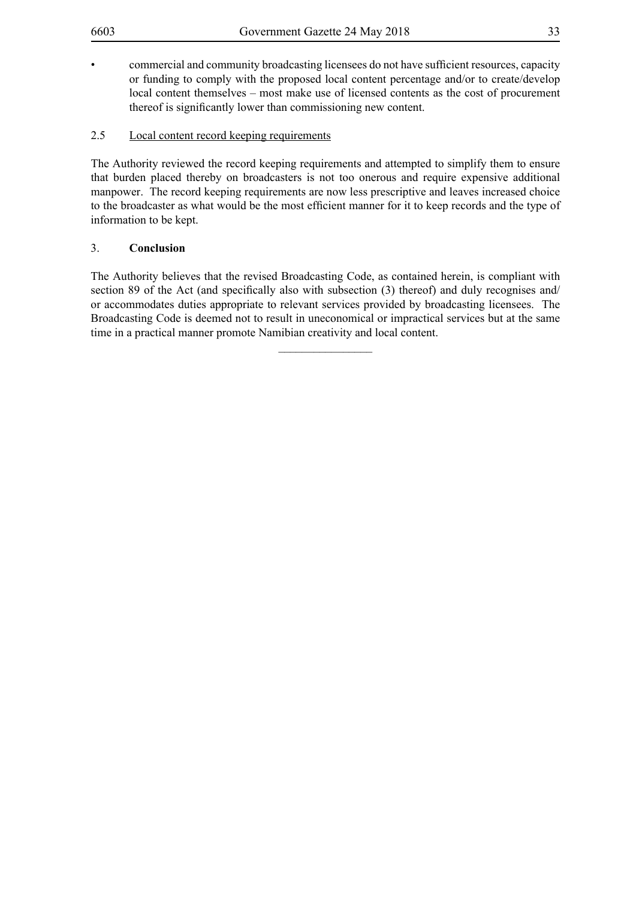- commercial and community broadcasting licensees do not have sufficient resources, capacity or funding to comply with the proposed local content percentage and/or to create/develop local content themselves – most make use of licensed contents as the cost of procurement thereof is significantly lower than commissioning new content.

### 2.5 Local content record keeping requirements

The Authority reviewed the record keeping requirements and attempted to simplify them to ensure that burden placed thereby on broadcasters is not too onerous and require expensive additional manpower. The record keeping requirements are now less prescriptive and leaves increased choice to the broadcaster as what would be the most efficient manner for it to keep records and the type of information to be kept.

## 3. **Conclusion**

The Authority believes that the revised Broadcasting Code, as contained herein, is compliant with section 89 of the Act (and specifically also with subsection (3) thereof) and duly recognises and/or accommodates duties appropriate to relevant services provided by broadcasting licensees. The Broadcasting Code is deemed not to result in uneconomical or impractical services but at the same time in a practical manner promote Namibian creativity and local content.

________________